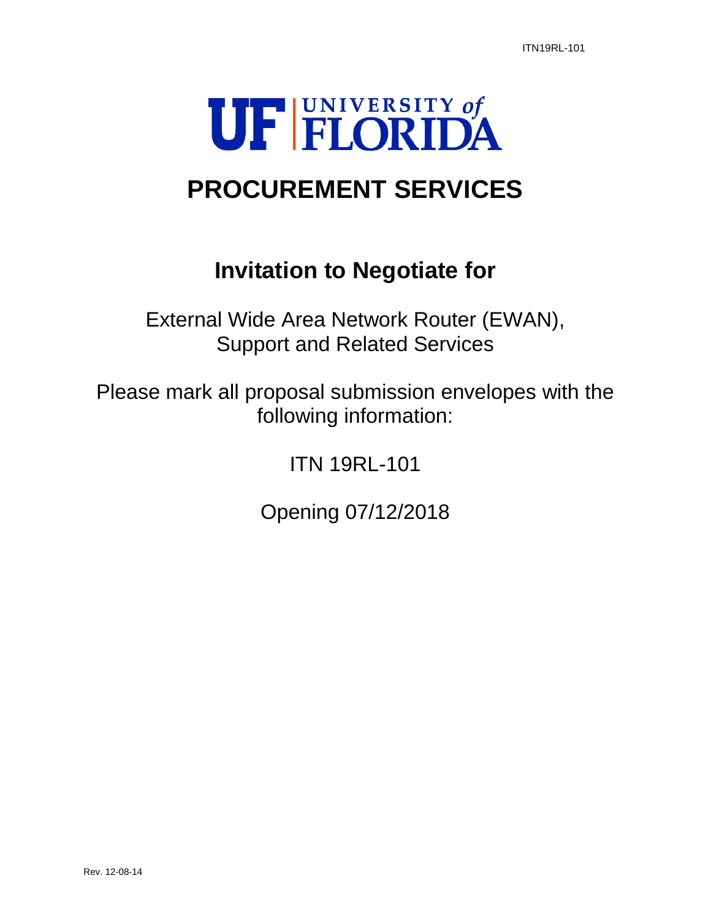# UF | UNIVERSITY of FLORIDA

# PROCUREMENT SERVICES

## Invitation to Negotiate for

External Wide Area Network Router (EWAN), Support and Related Services

Please mark all proposal submission envelopes with the following information:

ITN 19RL-101

Opening 07/12/2018

Rev. 12-08-14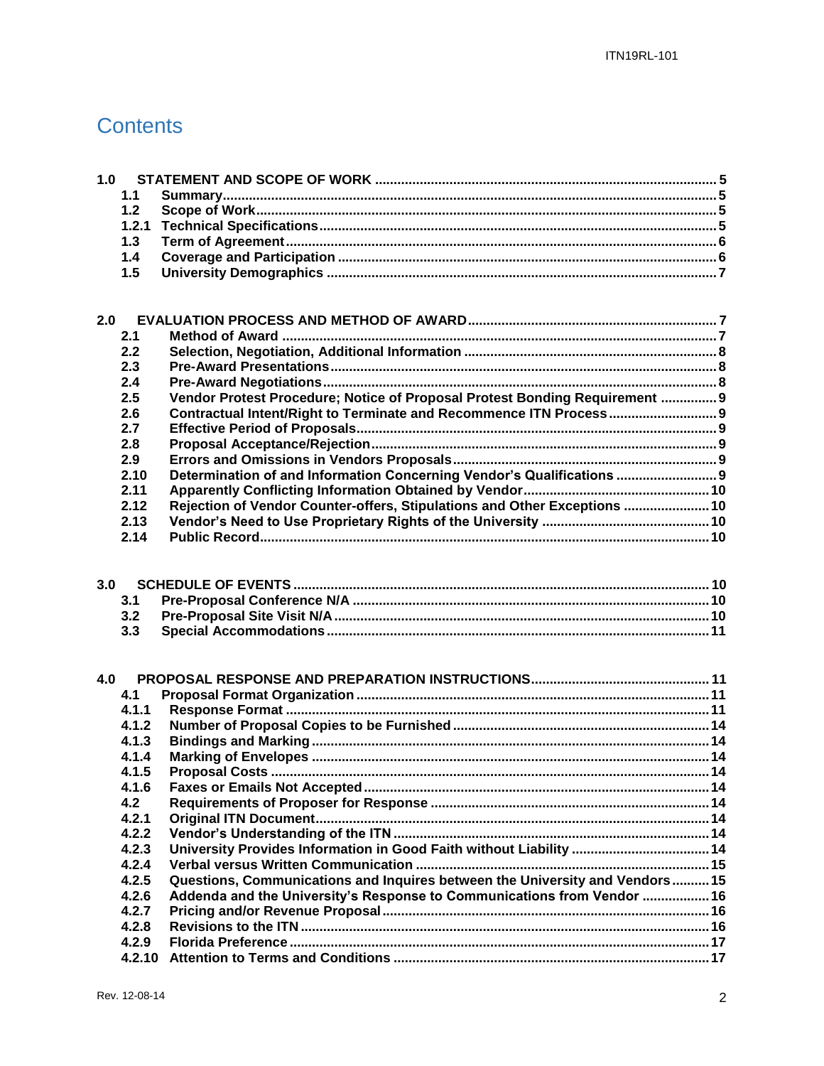# Contents

**1.0 STATEMENT AND SCOPE OF WORK ..... 5**
- **1.1 Summary ..... 5**
- **1.2 Scope of Work ..... 5**
- **1.2.1 Technical Specifications ..... 5**
- **1.3 Term of Agreement ..... 6**
- **1.4 Coverage and Participation ..... 6**
- **1.5 University Demographics ..... 7**

**2.0 EVALUATION PROCESS AND METHOD OF AWARD ..... 7**
- **2.1 Method of Award ..... 7**
- **2.2 Selection, Negotiation, Additional Information ..... 8**
- **2.3 Pre-Award Presentations ..... 8**
- **2.4 Pre-Award Negotiations ..... 8**
- **2.5 Vendor Protest Procedure; Notice of Proposal Protest Bonding Requirement ..... 9**
- **2.6 Contractual Intent/Right to Terminate and Recommence ITN Process ..... 9**
- **2.7 Effective Period of Proposals ..... 9**
- **2.8 Proposal Acceptance/Rejection ..... 9**
- **2.9 Errors and Omissions in Vendors Proposals ..... 9**
- **2.10 Determination of and Information Concerning Vendor's Qualifications ..... 9**
- **2.11 Apparently Conflicting Information Obtained by Vendor ..... 10**
- **2.12 Rejection of Vendor Counter-offers, Stipulations and Other Exceptions ..... 10**
- **2.13 Vendor's Need to Use Proprietary Rights of the University ..... 10**
- **2.14 Public Record ..... 10**

**3.0 SCHEDULE OF EVENTS ..... 10**
- **3.1 Pre-Proposal Conference N/A ..... 10**
- **3.2 Pre-Proposal Site Visit N/A ..... 10**
- **3.3 Special Accommodations ..... 11**

**4.0 PROPOSAL RESPONSE AND PREPARATION INSTRUCTIONS ..... 11**
- **4.1 Proposal Format Organization ..... 11**
- **4.1.1 Response Format ..... 11**
- **4.1.2 Number of Proposal Copies to be Furnished ..... 14**
- **4.1.3 Bindings and Marking ..... 14**
- **4.1.4 Marking of Envelopes ..... 14**
- **4.1.5 Proposal Costs ..... 14**
- **4.1.6 Faxes or Emails Not Accepted ..... 14**
- **4.2 Requirements of Proposer for Response ..... 14**
- **4.2.1 Original ITN Document ..... 14**
- **4.2.2 Vendor's Understanding of the ITN ..... 14**
- **4.2.3 University Provides Information in Good Faith without Liability ..... 14**
- **4.2.4 Verbal versus Written Communication ..... 15**
- **4.2.5 Questions, Communications and Inquires between the University and Vendors ..... 15**
- **4.2.6 Addenda and the University's Response to Communications from Vendor ..... 16**
- **4.2.7 Pricing and/or Revenue Proposal ..... 16**
- **4.2.8 Revisions to the ITN ..... 16**
- **4.2.9 Florida Preference ..... 17**
- **4.2.10 Attention to Terms and Conditions ..... 17**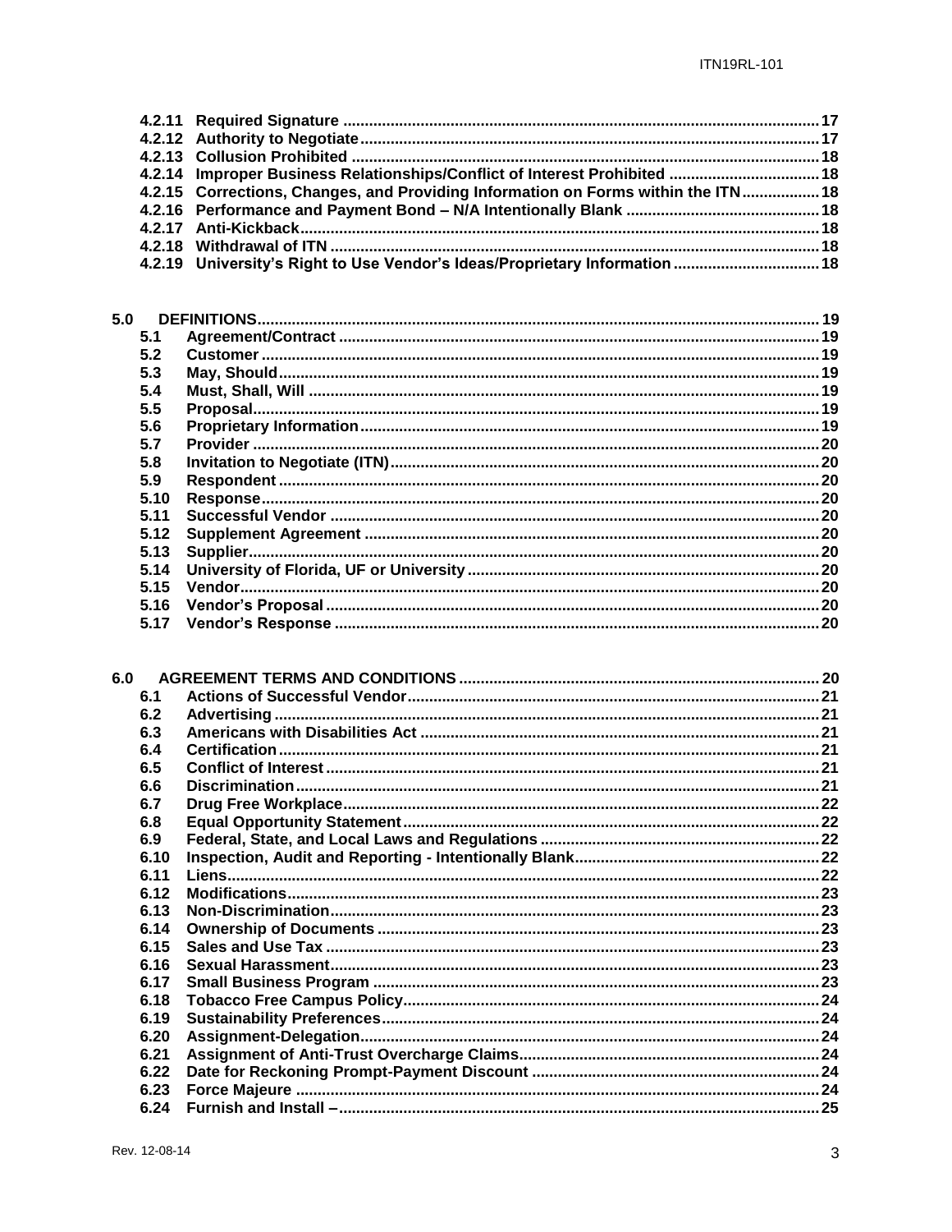| | | |
|---|---|---|
| 4.2.11 | Required Signature | 17 |
| 4.2.12 | Authority to Negotiate | 17 |
| 4.2.13 | Collusion Prohibited | 18 |
| 4.2.14 | Improper Business Relationships/Conflict of Interest Prohibited | 18 |
| 4.2.15 | Corrections, Changes, and Providing Information on Forms within the ITN | 18 |
| 4.2.16 | Performance and Payment Bond – N/A Intentionally Blank | 18 |
| 4.2.17 | Anti-Kickback | 18 |
| 4.2.18 | Withdrawal of ITN | 18 |
| 4.2.19 | University's Right to Use Vendor's Ideas/Proprietary Information | 18 |

| | | |
|---|---|---|
| **5.0** | **DEFINITIONS** | **19** |
| 5.1 | Agreement/Contract | 19 |
| 5.2 | Customer | 19 |
| 5.3 | May, Should | 19 |
| 5.4 | Must, Shall, Will | 19 |
| 5.5 | Proposal | 19 |
| 5.6 | Proprietary Information | 19 |
| 5.7 | Provider | 20 |
| 5.8 | Invitation to Negotiate (ITN) | 20 |
| 5.9 | Respondent | 20 |
| 5.10 | Response | 20 |
| 5.11 | Successful Vendor | 20 |
| 5.12 | Supplement Agreement | 20 |
| 5.13 | Supplier | 20 |
| 5.14 | University of Florida, UF or University | 20 |
| 5.15 | Vendor | 20 |
| 5.16 | Vendor's Proposal | 20 |
| 5.17 | Vendor's Response | 20 |

| | | |
|---|---|---|
| **6.0** | **AGREEMENT TERMS AND CONDITIONS** | **20** |
| 6.1 | Actions of Successful Vendor | 21 |
| 6.2 | Advertising | 21 |
| 6.3 | Americans with Disabilities Act | 21 |
| 6.4 | Certification | 21 |
| 6.5 | Conflict of Interest | 21 |
| 6.6 | Discrimination | 21 |
| 6.7 | Drug Free Workplace | 22 |
| 6.8 | Equal Opportunity Statement | 22 |
| 6.9 | Federal, State, and Local Laws and Regulations | 22 |
| 6.10 | Inspection, Audit and Reporting - Intentionally Blank | 22 |
| 6.11 | Liens | 22 |
| 6.12 | Modifications | 23 |
| 6.13 | Non-Discrimination | 23 |
| 6.14 | Ownership of Documents | 23 |
| 6.15 | Sales and Use Tax | 23 |
| 6.16 | Sexual Harassment | 23 |
| 6.17 | Small Business Program | 23 |
| 6.18 | Tobacco Free Campus Policy | 24 |
| 6.19 | Sustainability Preferences | 24 |
| 6.20 | Assignment-Delegation | 24 |
| 6.21 | Assignment of Anti-Trust Overcharge Claims | 24 |
| 6.22 | Date for Reckoning Prompt-Payment Discount | 24 |
| 6.23 | Force Majeure | 24 |
| 6.24 | Furnish and Install – | 25 |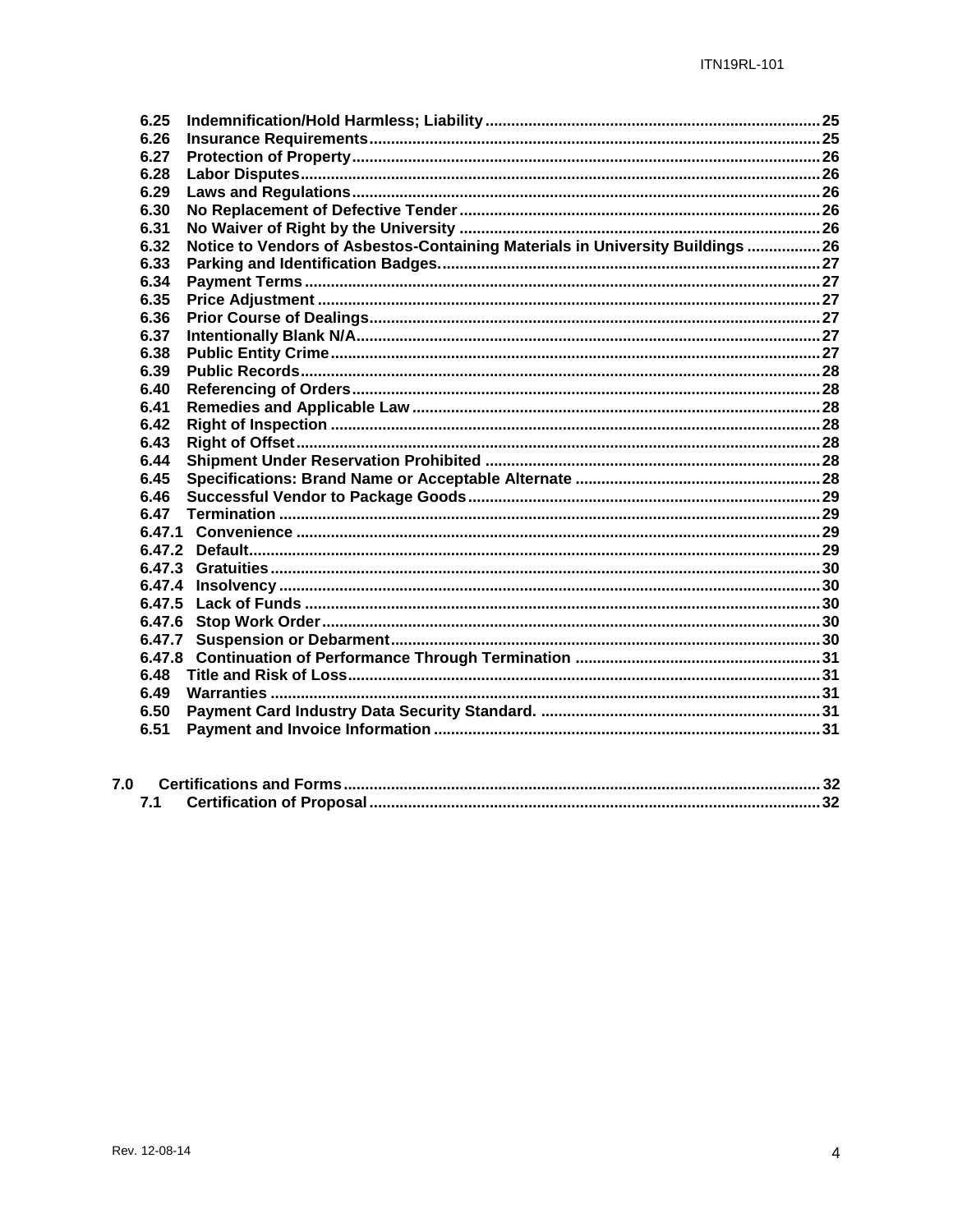| | | |
|---|---|---|
| 6.25 | Indemnification/Hold Harmless; Liability | 25 |
| 6.26 | Insurance Requirements | 25 |
| 6.27 | Protection of Property | 26 |
| 6.28 | Labor Disputes | 26 |
| 6.29 | Laws and Regulations | 26 |
| 6.30 | No Replacement of Defective Tender | 26 |
| 6.31 | No Waiver of Right by the University | 26 |
| 6.32 | Notice to Vendors of Asbestos-Containing Materials in University Buildings | 26 |
| 6.33 | Parking and Identification Badges. | 27 |
| 6.34 | Payment Terms | 27 |
| 6.35 | Price Adjustment | 27 |
| 6.36 | Prior Course of Dealings | 27 |
| 6.37 | Intentionally Blank N/A | 27 |
| 6.38 | Public Entity Crime | 27 |
| 6.39 | Public Records | 28 |
| 6.40 | Referencing of Orders | 28 |
| 6.41 | Remedies and Applicable Law | 28 |
| 6.42 | Right of Inspection | 28 |
| 6.43 | Right of Offset | 28 |
| 6.44 | Shipment Under Reservation Prohibited | 28 |
| 6.45 | Specifications: Brand Name or Acceptable Alternate | 28 |
| 6.46 | Successful Vendor to Package Goods | 29 |
| 6.47 | Termination | 29 |
| 6.47.1 | Convenience | 29 |
| 6.47.2 | Default | 29 |
| 6.47.3 | Gratuities | 30 |
| 6.47.4 | Insolvency | 30 |
| 6.47.5 | Lack of Funds | 30 |
| 6.47.6 | Stop Work Order | 30 |
| 6.47.7 | Suspension or Debarment | 30 |
| 6.47.8 | Continuation of Performance Through Termination | 31 |
| 6.48 | Title and Risk of Loss | 31 |
| 6.49 | Warranties | 31 |
| 6.50 | Payment Card Industry Data Security Standard. | 31 |
| 6.51 | Payment and Invoice Information | 31 |

| | | |
|---|---|---|
| 7.0 | Certifications and Forms | 32 |
| 7.1 | Certification of Proposal | 32 |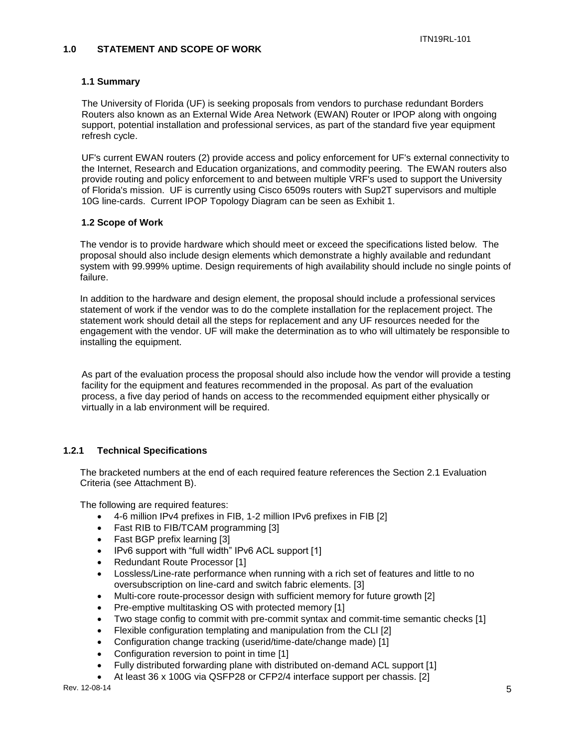## 1.0 STATEMENT AND SCOPE OF WORK

### 1.1 Summary

The University of Florida (UF) is seeking proposals from vendors to purchase redundant Borders Routers also known as an External Wide Area Network (EWAN) Router or IPOP along with ongoing support, potential installation and professional services, as part of the standard five year equipment refresh cycle.

UF's current EWAN routers (2) provide access and policy enforcement for UF's external connectivity to the Internet, Research and Education organizations, and commodity peering. The EWAN routers also provide routing and policy enforcement to and between multiple VRF's used to support the University of Florida's mission. UF is currently using Cisco 6509s routers with Sup2T supervisors and multiple 10G line-cards. Current IPOP Topology Diagram can be seen as Exhibit 1.

### 1.2 Scope of Work

The vendor is to provide hardware which should meet or exceed the specifications listed below. The proposal should also include design elements which demonstrate a highly available and redundant system with 99.999% uptime. Design requirements of high availability should include no single points of failure.

In addition to the hardware and design element, the proposal should include a professional services statement of work if the vendor was to do the complete installation for the replacement project. The statement work should detail all the steps for replacement and any UF resources needed for the engagement with the vendor. UF will make the determination as to who will ultimately be responsible to installing the equipment.

As part of the evaluation process the proposal should also include how the vendor will provide a testing facility for the equipment and features recommended in the proposal. As part of the evaluation process, a five day period of hands on access to the recommended equipment either physically or virtually in a lab environment will be required.

### 1.2.1 Technical Specifications

The bracketed numbers at the end of each required feature references the Section 2.1 Evaluation Criteria (see Attachment B).

The following are required features:

- 4-6 million IPv4 prefixes in FIB, 1-2 million IPv6 prefixes in FIB [2]
- Fast RIB to FIB/TCAM programming [3]
- Fast BGP prefix learning [3]
- IPv6 support with "full width" IPv6 ACL support [1]
- Redundant Route Processor [1]
- Lossless/Line-rate performance when running with a rich set of features and little to no oversubscription on line-card and switch fabric elements. [3]
- Multi-core route-processor design with sufficient memory for future growth [2]
- Pre-emptive multitasking OS with protected memory [1]
- Two stage config to commit with pre-commit syntax and commit-time semantic checks [1]
- Flexible configuration templating and manipulation from the CLI [2]
- Configuration change tracking (userid/time-date/change made) [1]
- Configuration reversion to point in time [1]
- Fully distributed forwarding plane with distributed on-demand ACL support [1]
- At least 36 x 100G via QSFP28 or CFP2/4 interface support per chassis. [2]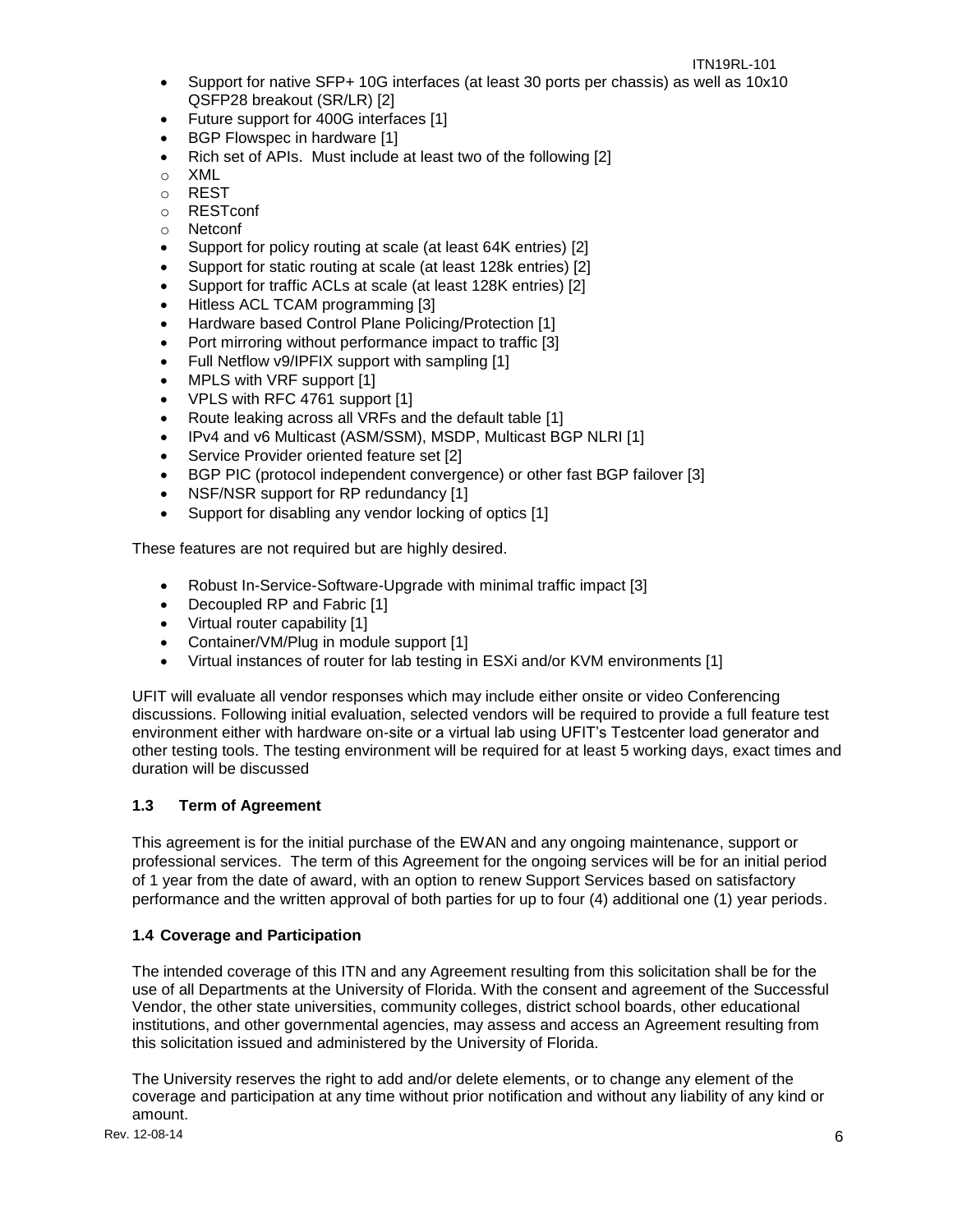- Support for native SFP+ 10G interfaces (at least 30 ports per chassis) as well as 10x10 QSFP28 breakout (SR/LR) [2]
- Future support for 400G interfaces [1]
- BGP Flowspec in hardware [1]
- Rich set of APIs. Must include at least two of the following [2]
  - XML
  - REST
  - RESTconf
  - Netconf
- Support for policy routing at scale (at least 64K entries) [2]
- Support for static routing at scale (at least 128k entries) [2]
- Support for traffic ACLs at scale (at least 128K entries) [2]
- Hitless ACL TCAM programming [3]
- Hardware based Control Plane Policing/Protection [1]
- Port mirroring without performance impact to traffic [3]
- Full Netflow v9/IPFIX support with sampling [1]
- MPLS with VRF support [1]
- VPLS with RFC 4761 support [1]
- Route leaking across all VRFs and the default table [1]
- IPv4 and v6 Multicast (ASM/SSM), MSDP, Multicast BGP NLRI [1]
- Service Provider oriented feature set [2]
- BGP PIC (protocol independent convergence) or other fast BGP failover [3]
- NSF/NSR support for RP redundancy [1]
- Support for disabling any vendor locking of optics [1]

These features are not required but are highly desired.

- Robust In-Service-Software-Upgrade with minimal traffic impact [3]
- Decoupled RP and Fabric [1]
- Virtual router capability [1]
- Container/VM/Plug in module support [1]
- Virtual instances of router for lab testing in ESXi and/or KVM environments [1]

UFIT will evaluate all vendor responses which may include either onsite or video Conferencing discussions. Following initial evaluation, selected vendors will be required to provide a full feature test environment either with hardware on-site or a virtual lab using UFIT's Testcenter load generator and other testing tools. The testing environment will be required for at least 5 working days, exact times and duration will be discussed

### 1.3 Term of Agreement

This agreement is for the initial purchase of the EWAN and any ongoing maintenance, support or professional services. The term of this Agreement for the ongoing services will be for an initial period of 1 year from the date of award, with an option to renew Support Services based on satisfactory performance and the written approval of both parties for up to four (4) additional one (1) year periods.

### 1.4 Coverage and Participation

The intended coverage of this ITN and any Agreement resulting from this solicitation shall be for the use of all Departments at the University of Florida. With the consent and agreement of the Successful Vendor, the other state universities, community colleges, district school boards, other educational institutions, and other governmental agencies, may assess and access an Agreement resulting from this solicitation issued and administered by the University of Florida.

The University reserves the right to add and/or delete elements, or to change any element of the coverage and participation at any time without prior notification and without any liability of any kind or amount.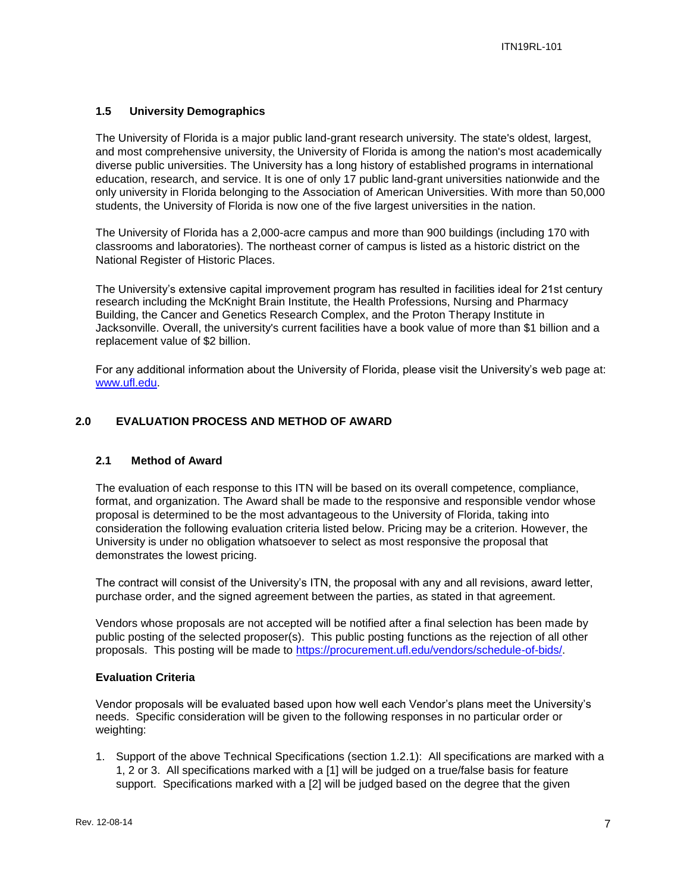### 1.5 University Demographics

The University of Florida is a major public land-grant research university. The state's oldest, largest, and most comprehensive university, the University of Florida is among the nation's most academically diverse public universities. The University has a long history of established programs in international education, research, and service. It is one of only 17 public land-grant universities nationwide and the only university in Florida belonging to the Association of American Universities. With more than 50,000 students, the University of Florida is now one of the five largest universities in the nation.

The University of Florida has a 2,000-acre campus and more than 900 buildings (including 170 with classrooms and laboratories). The northeast corner of campus is listed as a historic district on the National Register of Historic Places.

The University's extensive capital improvement program has resulted in facilities ideal for 21st century research including the McKnight Brain Institute, the Health Professions, Nursing and Pharmacy Building, the Cancer and Genetics Research Complex, and the Proton Therapy Institute in Jacksonville. Overall, the university's current facilities have a book value of more than $1 billion and a replacement value of $2 billion.

For any additional information about the University of Florida, please visit the University's web page at: [www.ufl.edu](http://www.ufl.edu).

## 2.0 EVALUATION PROCESS AND METHOD OF AWARD

### 2.1 Method of Award

The evaluation of each response to this ITN will be based on its overall competence, compliance, format, and organization. The Award shall be made to the responsive and responsible vendor whose proposal is determined to be the most advantageous to the University of Florida, taking into consideration the following evaluation criteria listed below. Pricing may be a criterion. However, the University is under no obligation whatsoever to select as most responsive the proposal that demonstrates the lowest pricing.

The contract will consist of the University's ITN, the proposal with any and all revisions, award letter, purchase order, and the signed agreement between the parties, as stated in that agreement.

Vendors whose proposals are not accepted will be notified after a final selection has been made by public posting of the selected proposer(s). This public posting functions as the rejection of all other proposals. This posting will be made to [https://procurement.ufl.edu/vendors/schedule-of-bids/](https://procurement.ufl.edu/vendors/schedule-of-bids/).

**Evaluation Criteria**

Vendor proposals will be evaluated based upon how well each Vendor's plans meet the University's needs. Specific consideration will be given to the following responses in no particular order or weighting:

1. Support of the above Technical Specifications (section 1.2.1): All specifications are marked with a 1, 2 or 3. All specifications marked with a [1] will be judged on a true/false basis for feature support. Specifications marked with a [2] will be judged based on the degree that the given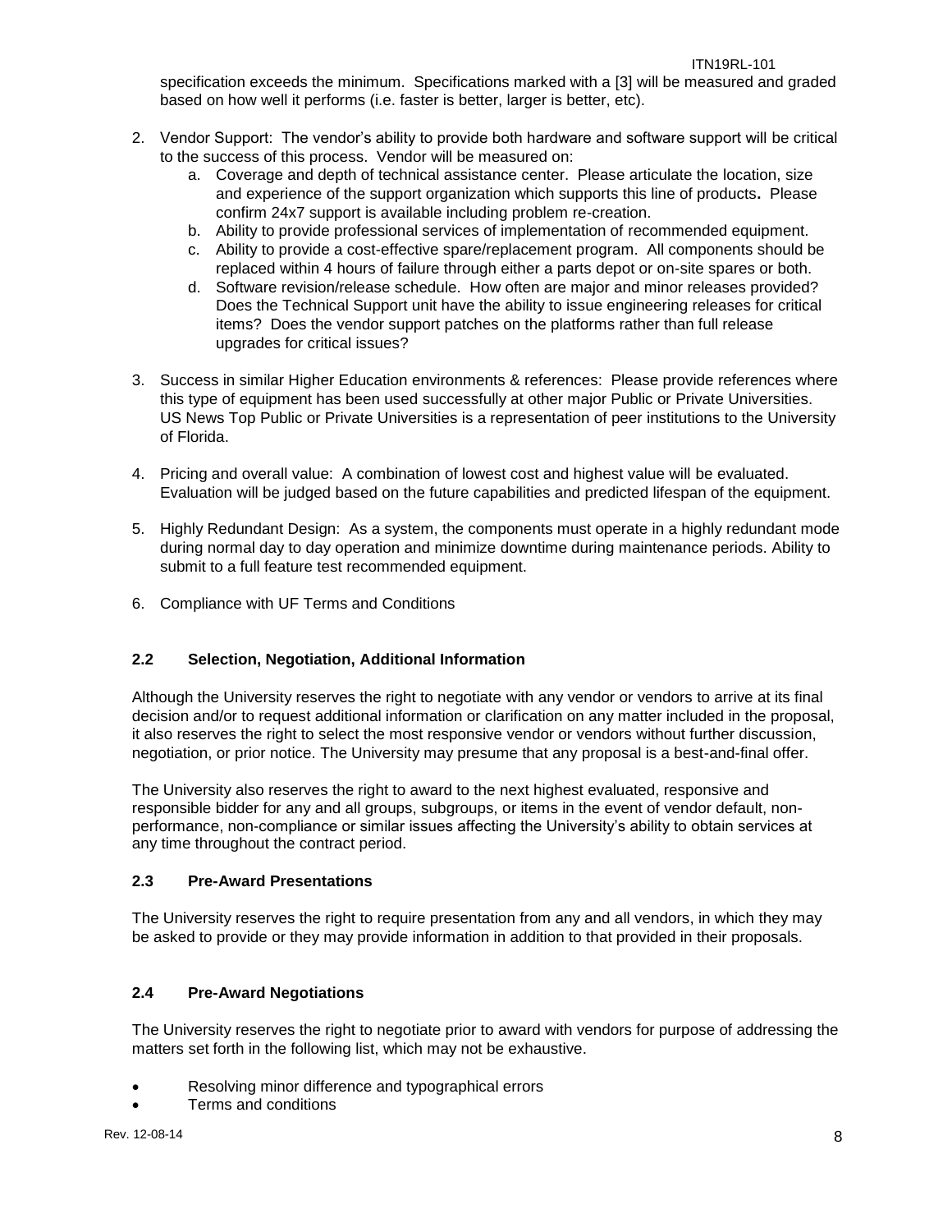specification exceeds the minimum. Specifications marked with a [3] will be measured and graded based on how well it performs (i.e. faster is better, larger is better, etc).

2. Vendor Support: The vendor's ability to provide both hardware and software support will be critical to the success of this process. Vendor will be measured on:
   a. Coverage and depth of technical assistance center. Please articulate the location, size and experience of the support organization which supports this line of products**.** Please confirm 24x7 support is available including problem re-creation.
   b. Ability to provide professional services of implementation of recommended equipment.
   c. Ability to provide a cost-effective spare/replacement program. All components should be replaced within 4 hours of failure through either a parts depot or on-site spares or both.
   d. Software revision/release schedule. How often are major and minor releases provided? Does the Technical Support unit have the ability to issue engineering releases for critical items? Does the vendor support patches on the platforms rather than full release upgrades for critical issues?

3. Success in similar Higher Education environments & references: Please provide references where this type of equipment has been used successfully at other major Public or Private Universities. US News Top Public or Private Universities is a representation of peer institutions to the University of Florida.

4. Pricing and overall value: A combination of lowest cost and highest value will be evaluated. Evaluation will be judged based on the future capabilities and predicted lifespan of the equipment.

5. Highly Redundant Design: As a system, the components must operate in a highly redundant mode during normal day to day operation and minimize downtime during maintenance periods. Ability to submit to a full feature test recommended equipment.

6. Compliance with UF Terms and Conditions

### 2.2 Selection, Negotiation, Additional Information

Although the University reserves the right to negotiate with any vendor or vendors to arrive at its final decision and/or to request additional information or clarification on any matter included in the proposal, it also reserves the right to select the most responsive vendor or vendors without further discussion, negotiation, or prior notice. The University may presume that any proposal is a best-and-final offer.

The University also reserves the right to award to the next highest evaluated, responsive and responsible bidder for any and all groups, subgroups, or items in the event of vendor default, non-performance, non-compliance or similar issues affecting the University's ability to obtain services at any time throughout the contract period.

### 2.3 Pre-Award Presentations

The University reserves the right to require presentation from any and all vendors, in which they may be asked to provide or they may provide information in addition to that provided in their proposals.

### 2.4 Pre-Award Negotiations

The University reserves the right to negotiate prior to award with vendors for purpose of addressing the matters set forth in the following list, which may not be exhaustive.

- Resolving minor difference and typographical errors
- Terms and conditions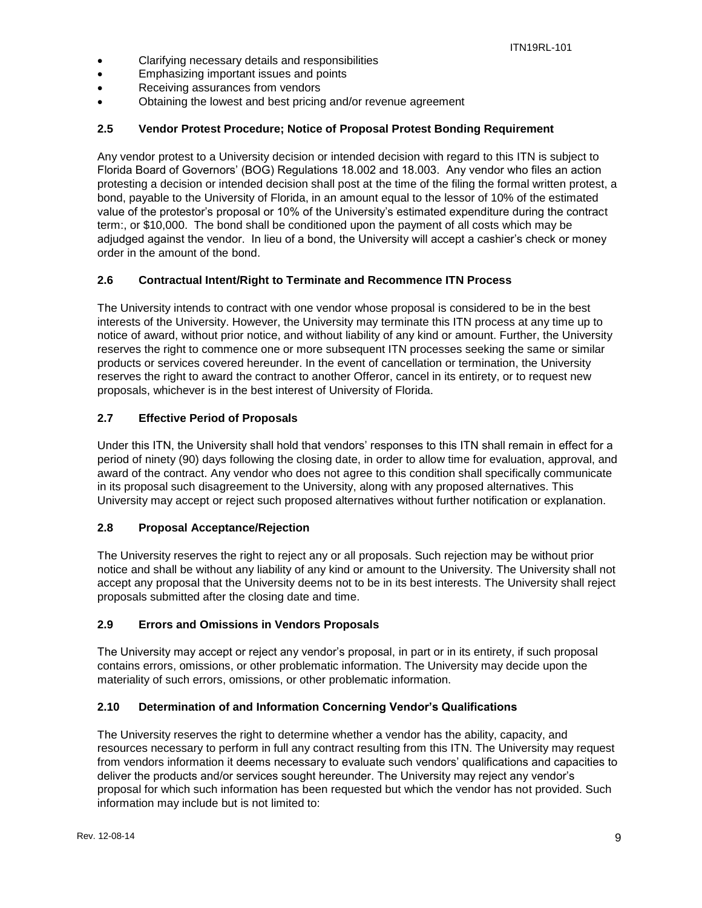- Clarifying necessary details and responsibilities
- Emphasizing important issues and points
- Receiving assurances from vendors
- Obtaining the lowest and best pricing and/or revenue agreement

### 2.5 Vendor Protest Procedure; Notice of Proposal Protest Bonding Requirement

Any vendor protest to a University decision or intended decision with regard to this ITN is subject to Florida Board of Governors' (BOG) Regulations 18.002 and 18.003. Any vendor who files an action protesting a decision or intended decision shall post at the time of the filing the formal written protest, a bond, payable to the University of Florida, in an amount equal to the lessor of 10% of the estimated value of the protestor's proposal or 10% of the University's estimated expenditure during the contract term:, or $10,000. The bond shall be conditioned upon the payment of all costs which may be adjudged against the vendor. In lieu of a bond, the University will accept a cashier's check or money order in the amount of the bond.

### 2.6 Contractual Intent/Right to Terminate and Recommence ITN Process

The University intends to contract with one vendor whose proposal is considered to be in the best interests of the University. However, the University may terminate this ITN process at any time up to notice of award, without prior notice, and without liability of any kind or amount. Further, the University reserves the right to commence one or more subsequent ITN processes seeking the same or similar products or services covered hereunder. In the event of cancellation or termination, the University reserves the right to award the contract to another Offeror, cancel in its entirety, or to request new proposals, whichever is in the best interest of University of Florida.

### 2.7 Effective Period of Proposals

Under this ITN, the University shall hold that vendors' responses to this ITN shall remain in effect for a period of ninety (90) days following the closing date, in order to allow time for evaluation, approval, and award of the contract. Any vendor who does not agree to this condition shall specifically communicate in its proposal such disagreement to the University, along with any proposed alternatives. This University may accept or reject such proposed alternatives without further notification or explanation.

### 2.8 Proposal Acceptance/Rejection

The University reserves the right to reject any or all proposals. Such rejection may be without prior notice and shall be without any liability of any kind or amount to the University. The University shall not accept any proposal that the University deems not to be in its best interests. The University shall reject proposals submitted after the closing date and time.

### 2.9 Errors and Omissions in Vendors Proposals

The University may accept or reject any vendor's proposal, in part or in its entirety, if such proposal contains errors, omissions, or other problematic information. The University may decide upon the materiality of such errors, omissions, or other problematic information.

### 2.10 Determination of and Information Concerning Vendor's Qualifications

The University reserves the right to determine whether a vendor has the ability, capacity, and resources necessary to perform in full any contract resulting from this ITN. The University may request from vendors information it deems necessary to evaluate such vendors' qualifications and capacities to deliver the products and/or services sought hereunder. The University may reject any vendor's proposal for which such information has been requested but which the vendor has not provided. Such information may include but is not limited to: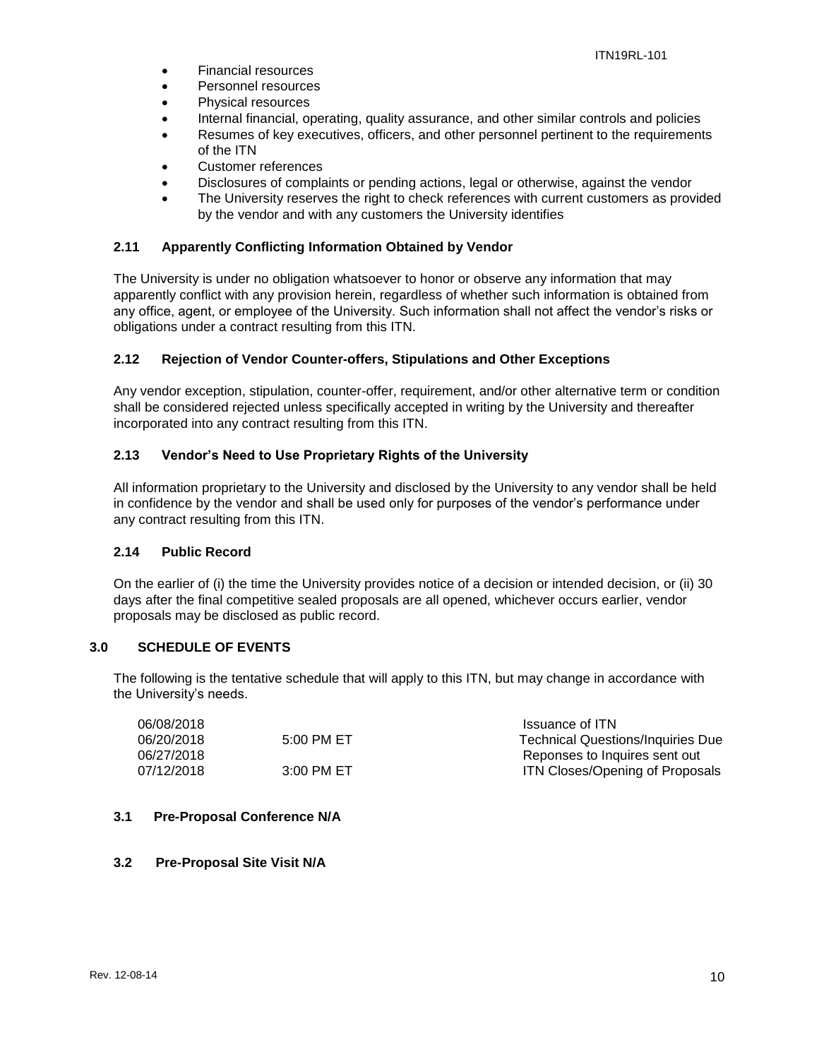- Financial resources
- Personnel resources
- Physical resources
- Internal financial, operating, quality assurance, and other similar controls and policies
- Resumes of key executives, officers, and other personnel pertinent to the requirements of the ITN
- Customer references
- Disclosures of complaints or pending actions, legal or otherwise, against the vendor
- The University reserves the right to check references with current customers as provided by the vendor and with any customers the University identifies

### 2.11 Apparently Conflicting Information Obtained by Vendor

The University is under no obligation whatsoever to honor or observe any information that may apparently conflict with any provision herein, regardless of whether such information is obtained from any office, agent, or employee of the University. Such information shall not affect the vendor's risks or obligations under a contract resulting from this ITN.

### 2.12 Rejection of Vendor Counter-offers, Stipulations and Other Exceptions

Any vendor exception, stipulation, counter-offer, requirement, and/or other alternative term or condition shall be considered rejected unless specifically accepted in writing by the University and thereafter incorporated into any contract resulting from this ITN.

### 2.13 Vendor's Need to Use Proprietary Rights of the University

All information proprietary to the University and disclosed by the University to any vendor shall be held in confidence by the vendor and shall be used only for purposes of the vendor's performance under any contract resulting from this ITN.

### 2.14 Public Record

On the earlier of (i) the time the University provides notice of a decision or intended decision, or (ii) 30 days after the final competitive sealed proposals are all opened, whichever occurs earlier, vendor proposals may be disclosed as public record.

## 3.0 SCHEDULE OF EVENTS

The following is the tentative schedule that will apply to this ITN, but may change in accordance with the University's needs.

| Date | Time | Event |
|---|---|---|
| 06/08/2018 | | Issuance of ITN |
| 06/20/2018 | 5:00 PM ET | Technical Questions/Inquiries Due |
| 06/27/2018 | | Reponses to Inquires sent out |
| 07/12/2018 | 3:00 PM ET | ITN Closes/Opening of Proposals |

### 3.1 Pre-Proposal Conference N/A

### 3.2 Pre-Proposal Site Visit N/A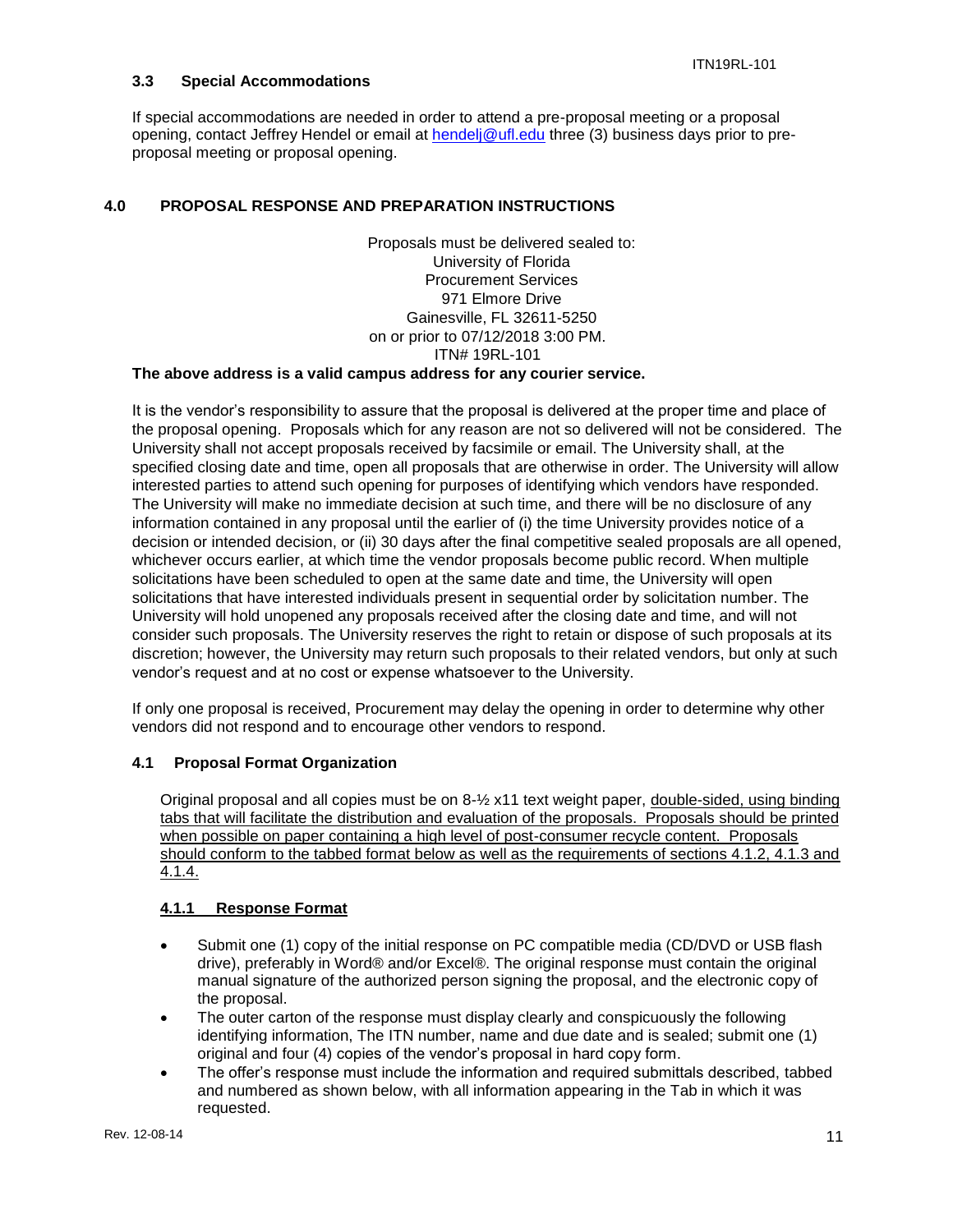### 3.3 Special Accommodations

If special accommodations are needed in order to attend a pre-proposal meeting or a proposal opening, contact Jeffrey Hendel or email at hendelj@ufl.edu three (3) business days prior to pre-proposal meeting or proposal opening.

## 4.0 PROPOSAL RESPONSE AND PREPARATION INSTRUCTIONS

Proposals must be delivered sealed to:  
University of Florida  
Procurement Services  
971 Elmore Drive  
Gainesville, FL 32611-5250  
on or prior to 07/12/2018 3:00 PM.  
ITN# 19RL-101

**The above address is a valid campus address for any courier service.**

It is the vendor's responsibility to assure that the proposal is delivered at the proper time and place of the proposal opening. Proposals which for any reason are not so delivered will not be considered. The University shall not accept proposals received by facsimile or email. The University shall, at the specified closing date and time, open all proposals that are otherwise in order. The University will allow interested parties to attend such opening for purposes of identifying which vendors have responded. The University will make no immediate decision at such time, and there will be no disclosure of any information contained in any proposal until the earlier of (i) the time University provides notice of a decision or intended decision, or (ii) 30 days after the final competitive sealed proposals are all opened, whichever occurs earlier, at which time the vendor proposals become public record. When multiple solicitations have been scheduled to open at the same date and time, the University will open solicitations that have interested individuals present in sequential order by solicitation number. The University will hold unopened any proposals received after the closing date and time, and will not consider such proposals. The University reserves the right to retain or dispose of such proposals at its discretion; however, the University may return such proposals to their related vendors, but only at such vendor's request and at no cost or expense whatsoever to the University.

If only one proposal is received, Procurement may delay the opening in order to determine why other vendors did not respond and to encourage other vendors to respond.

### 4.1 Proposal Format Organization

Original proposal and all copies must be on 8-½ x11 text weight paper, double-sided, using binding tabs that will facilitate the distribution and evaluation of the proposals. Proposals should be printed when possible on paper containing a high level of post-consumer recycle content. Proposals should conform to the tabbed format below as well as the requirements of sections 4.1.2, 4.1.3 and 4.1.4.

#### 4.1.1 Response Format

- Submit one (1) copy of the initial response on PC compatible media (CD/DVD or USB flash drive), preferably in Word® and/or Excel®. The original response must contain the original manual signature of the authorized person signing the proposal, and the electronic copy of the proposal.
- The outer carton of the response must display clearly and conspicuously the following identifying information, The ITN number, name and due date and is sealed; submit one (1) original and four (4) copies of the vendor's proposal in hard copy form.
- The offer's response must include the information and required submittals described, tabbed and numbered as shown below, with all information appearing in the Tab in which it was requested.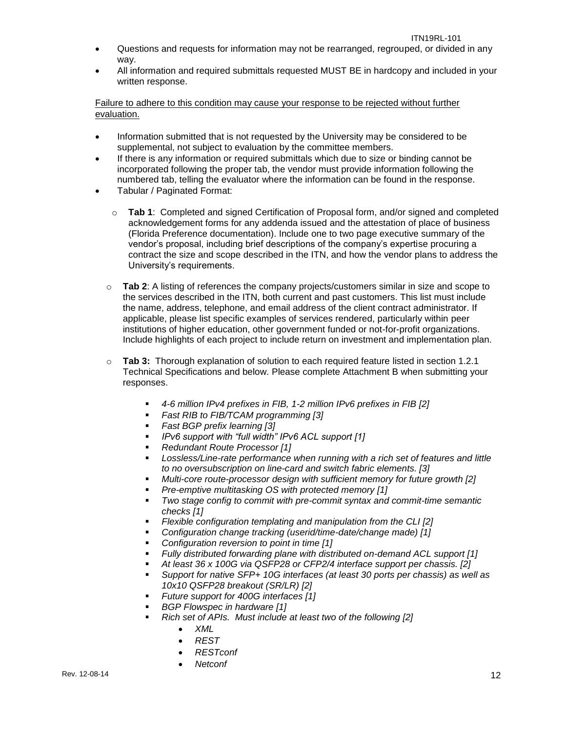- Questions and requests for information may not be rearranged, regrouped, or divided in any way.
- All information and required submittals requested MUST BE in hardcopy and included in your written response.

<u>Failure to adhere to this condition may cause your response to be rejected without further evaluation.</u>

- Information submitted that is not requested by the University may be considered to be supplemental, not subject to evaluation by the committee members.
- If there is any information or required submittals which due to size or binding cannot be incorporated following the proper tab, the vendor must provide information following the numbered tab, telling the evaluator where the information can be found in the response.
- Tabular / Paginated Format:
  - **Tab 1**: Completed and signed Certification of Proposal form, and/or signed and completed acknowledgement forms for any addenda issued and the attestation of place of business (Florida Preference documentation). Include one to two page executive summary of the vendor's proposal, including brief descriptions of the company's expertise procuring a contract the size and scope described in the ITN, and how the vendor plans to address the University's requirements.
  - **Tab 2**: A listing of references the company projects/customers similar in size and scope to the services described in the ITN, both current and past customers. This list must include the name, address, telephone, and email address of the client contract administrator. If applicable, please list specific examples of services rendered, particularly within peer institutions of higher education, other government funded or not-for-profit organizations. Include highlights of each project to include return on investment and implementation plan.
  - **Tab 3:** Thorough explanation of solution to each required feature listed in section 1.2.1 Technical Specifications and below. Please complete Attachment B when submitting your responses.
    - *4-6 million IPv4 prefixes in FIB, 1-2 million IPv6 prefixes in FIB [2]*
    - *Fast RIB to FIB/TCAM programming [3]*
    - *Fast BGP prefix learning [3]*
    - *IPv6 support with "full width" IPv6 ACL support [1]*
    - *Redundant Route Processor [1]*
    - *Lossless/Line-rate performance when running with a rich set of features and little to no oversubscription on line-card and switch fabric elements. [3]*
    - *Multi-core route-processor design with sufficient memory for future growth [2]*
    - *Pre-emptive multitasking OS with protected memory [1]*
    - *Two stage config to commit with pre-commit syntax and commit-time semantic checks [1]*
    - *Flexible configuration templating and manipulation from the CLI [2]*
    - *Configuration change tracking (userid/time-date/change made) [1]*
    - *Configuration reversion to point in time [1]*
    - *Fully distributed forwarding plane with distributed on-demand ACL support [1]*
    - *At least 36 x 100G via QSFP28 or CFP2/4 interface support per chassis. [2]*
    - *Support for native SFP+ 10G interfaces (at least 30 ports per chassis) as well as 10x10 QSFP28 breakout (SR/LR) [2]*
    - *Future support for 400G interfaces [1]*
    - *BGP Flowspec in hardware [1]*
    - *Rich set of APIs. Must include at least two of the following [2]*
      - *XML*
      - *REST*
      - *RESTconf*
      - *Netconf*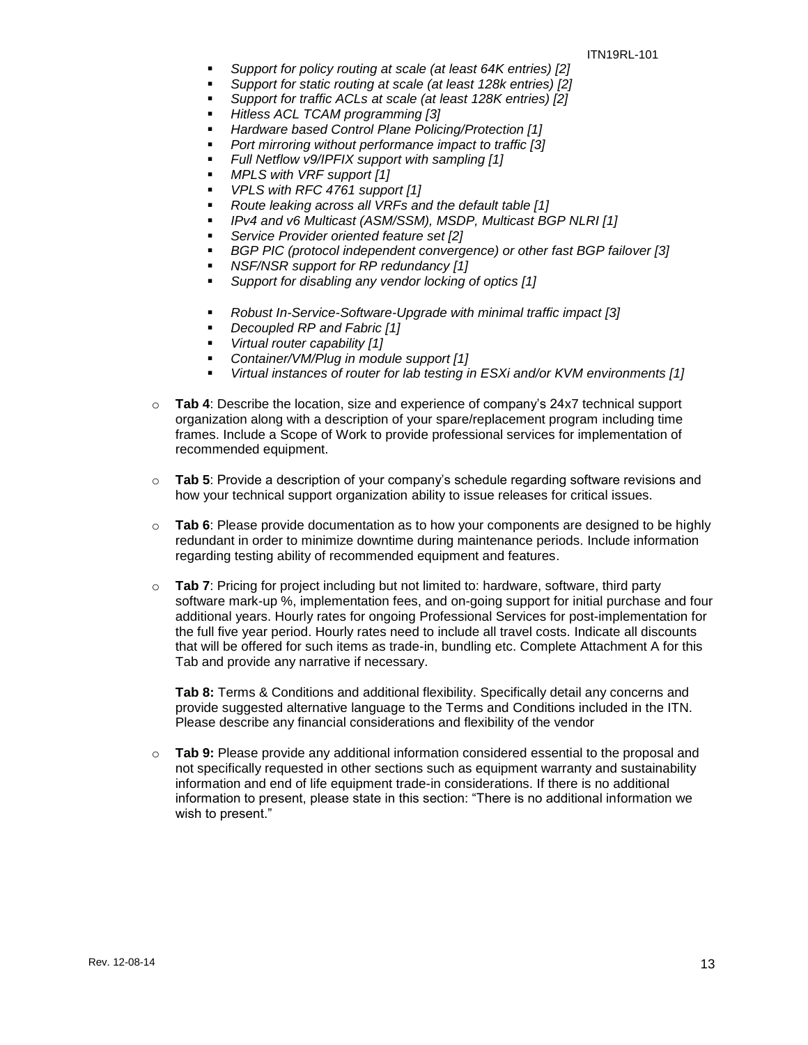- *Support for policy routing at scale (at least 64K entries) [2]*
- *Support for static routing at scale (at least 128k entries) [2]*
- *Support for traffic ACLs at scale (at least 128K entries) [2]*
- *Hitless ACL TCAM programming [3]*
- *Hardware based Control Plane Policing/Protection [1]*
- *Port mirroring without performance impact to traffic [3]*
- *Full Netflow v9/IPFIX support with sampling [1]*
- *MPLS with VRF support [1]*
- *VPLS with RFC 4761 support [1]*
- *Route leaking across all VRFs and the default table [1]*
- *IPv4 and v6 Multicast (ASM/SSM), MSDP, Multicast BGP NLRI [1]*
- *Service Provider oriented feature set [2]*
- *BGP PIC (protocol independent convergence) or other fast BGP failover [3]*
- *NSF/NSR support for RP redundancy [1]*
- *Support for disabling any vendor locking of optics [1]*

- *Robust In-Service-Software-Upgrade with minimal traffic impact [3]*
- *Decoupled RP and Fabric [1]*
- *Virtual router capability [1]*
- *Container/VM/Plug in module support [1]*
- *Virtual instances of router for lab testing in ESXi and/or KVM environments [1]*

- **Tab 4**: Describe the location, size and experience of company's 24x7 technical support organization along with a description of your spare/replacement program including time frames. Include a Scope of Work to provide professional services for implementation of recommended equipment.

- **Tab 5**: Provide a description of your company's schedule regarding software revisions and how your technical support organization ability to issue releases for critical issues.

- **Tab 6**: Please provide documentation as to how your components are designed to be highly redundant in order to minimize downtime during maintenance periods. Include information regarding testing ability of recommended equipment and features.

- **Tab 7**: Pricing for project including but not limited to: hardware, software, third party software mark-up %, implementation fees, and on-going support for initial purchase and four additional years. Hourly rates for ongoing Professional Services for post-implementation for the full five year period. Hourly rates need to include all travel costs. Indicate all discounts that will be offered for such items as trade-in, bundling etc. Complete Attachment A for this Tab and provide any narrative if necessary.

  **Tab 8:** Terms & Conditions and additional flexibility. Specifically detail any concerns and provide suggested alternative language to the Terms and Conditions included in the ITN. Please describe any financial considerations and flexibility of the vendor

- **Tab 9:** Please provide any additional information considered essential to the proposal and not specifically requested in other sections such as equipment warranty and sustainability information and end of life equipment trade-in considerations. If there is no additional information to present, please state in this section: "There is no additional information we wish to present."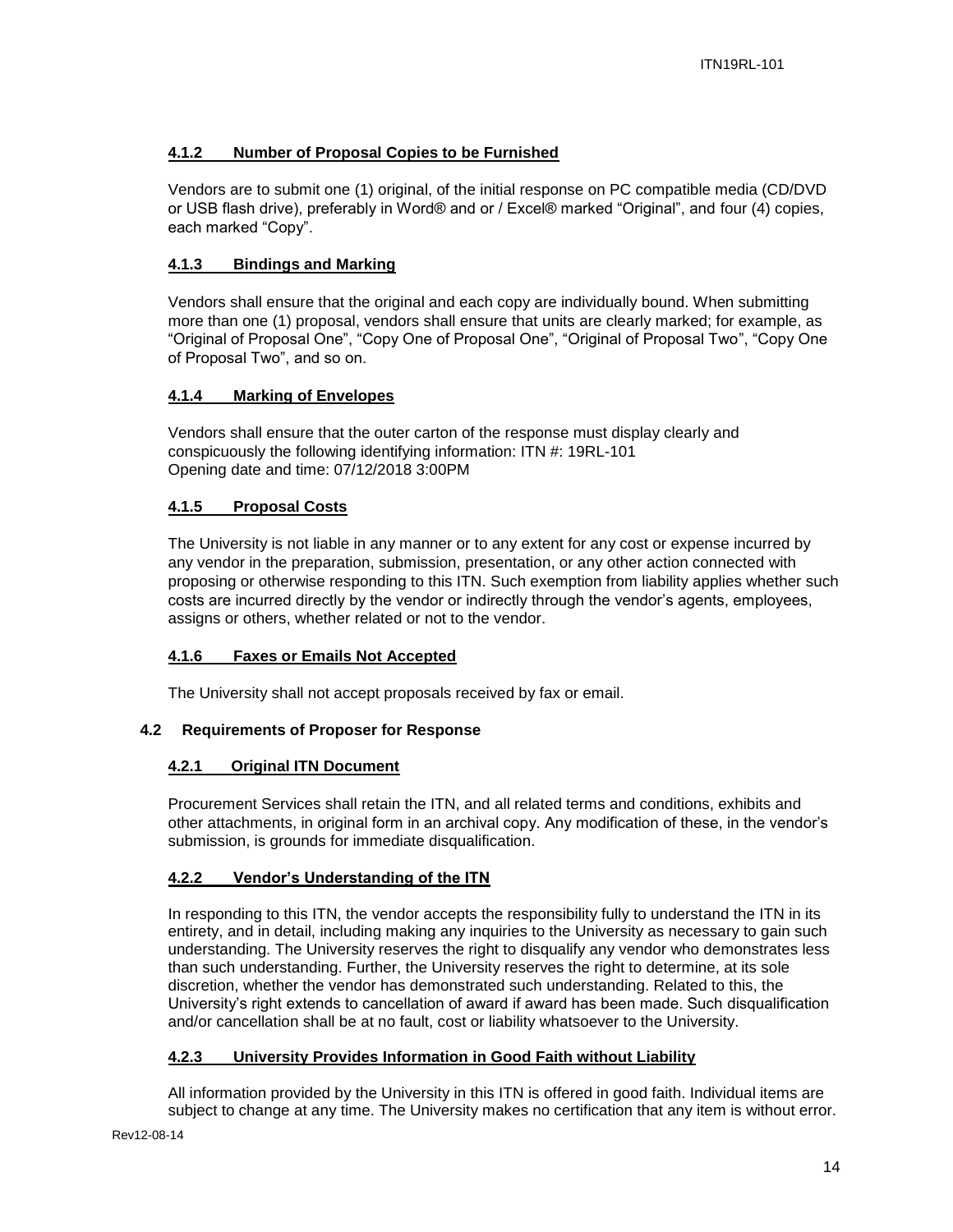#### 4.1.2 Number of Proposal Copies to be Furnished

Vendors are to submit one (1) original, of the initial response on PC compatible media (CD/DVD or USB flash drive), preferably in Word® and or / Excel® marked "Original", and four (4) copies, each marked "Copy".

#### 4.1.3 Bindings and Marking

Vendors shall ensure that the original and each copy are individually bound. When submitting more than one (1) proposal, vendors shall ensure that units are clearly marked; for example, as "Original of Proposal One", "Copy One of Proposal One", "Original of Proposal Two", "Copy One of Proposal Two", and so on.

#### 4.1.4 Marking of Envelopes

Vendors shall ensure that the outer carton of the response must display clearly and conspicuously the following identifying information: ITN #: 19RL-101
Opening date and time: 07/12/2018 3:00PM

#### 4.1.5 Proposal Costs

The University is not liable in any manner or to any extent for any cost or expense incurred by any vendor in the preparation, submission, presentation, or any other action connected with proposing or otherwise responding to this ITN. Such exemption from liability applies whether such costs are incurred directly by the vendor or indirectly through the vendor's agents, employees, assigns or others, whether related or not to the vendor.

#### 4.1.6 Faxes or Emails Not Accepted

The University shall not accept proposals received by fax or email.

### 4.2 Requirements of Proposer for Response

#### 4.2.1 Original ITN Document

Procurement Services shall retain the ITN, and all related terms and conditions, exhibits and other attachments, in original form in an archival copy. Any modification of these, in the vendor's submission, is grounds for immediate disqualification.

#### 4.2.2 Vendor's Understanding of the ITN

In responding to this ITN, the vendor accepts the responsibility fully to understand the ITN in its entirety, and in detail, including making any inquiries to the University as necessary to gain such understanding. The University reserves the right to disqualify any vendor who demonstrates less than such understanding. Further, the University reserves the right to determine, at its sole discretion, whether the vendor has demonstrated such understanding. Related to this, the University's right extends to cancellation of award if award has been made. Such disqualification and/or cancellation shall be at no fault, cost or liability whatsoever to the University.

#### 4.2.3 University Provides Information in Good Faith without Liability

All information provided by the University in this ITN is offered in good faith. Individual items are subject to change at any time. The University makes no certification that any item is without error.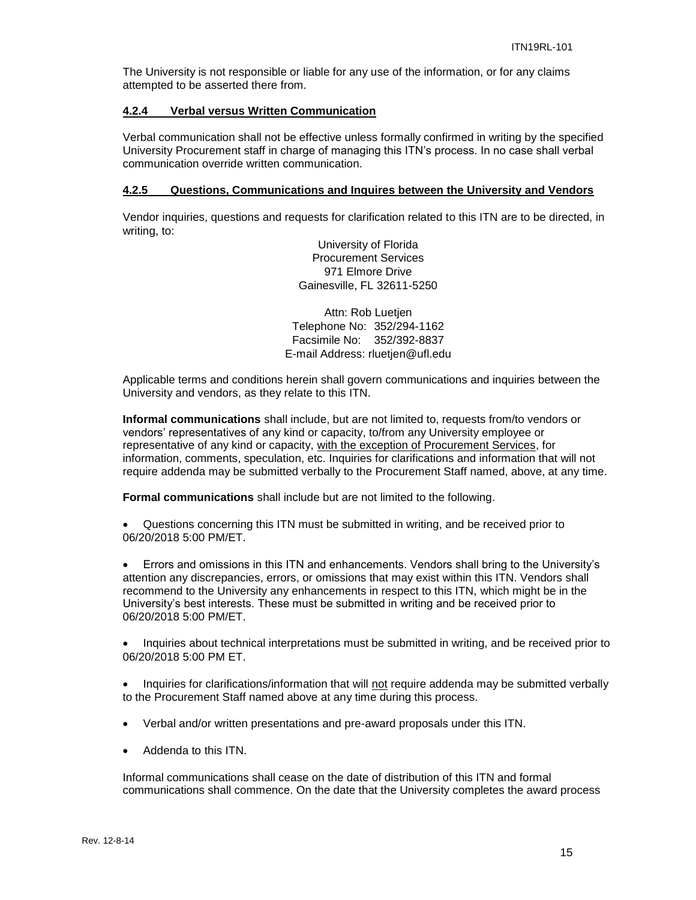The University is not responsible or liable for any use of the information, or for any claims attempted to be asserted there from.

#### 4.2.4 Verbal versus Written Communication

Verbal communication shall not be effective unless formally confirmed in writing by the specified University Procurement staff in charge of managing this ITN's process. In no case shall verbal communication override written communication.

#### 4.2.5 Questions, Communications and Inquires between the University and Vendors

Vendor inquiries, questions and requests for clarification related to this ITN are to be directed, in writing, to:

University of Florida
Procurement Services
971 Elmore Drive
Gainesville, FL 32611-5250

Attn: Rob Luetjen
Telephone No: 352/294-1162
Facsimile No: 352/392-8837
E-mail Address: rluetjen@ufl.edu

Applicable terms and conditions herein shall govern communications and inquiries between the University and vendors, as they relate to this ITN.

**Informal communications** shall include, but are not limited to, requests from/to vendors or vendors' representatives of any kind or capacity, to/from any University employee or representative of any kind or capacity, with the exception of Procurement Services, for information, comments, speculation, etc. Inquiries for clarifications and information that will not require addenda may be submitted verbally to the Procurement Staff named, above, at any time.

**Formal communications** shall include but are not limited to the following.

- Questions concerning this ITN must be submitted in writing, and be received prior to 06/20/2018 5:00 PM/ET.
- Errors and omissions in this ITN and enhancements. Vendors shall bring to the University's attention any discrepancies, errors, or omissions that may exist within this ITN. Vendors shall recommend to the University any enhancements in respect to this ITN, which might be in the University's best interests. These must be submitted in writing and be received prior to 06/20/2018 5:00 PM/ET.
- Inquiries about technical interpretations must be submitted in writing, and be received prior to 06/20/2018 5:00 PM ET.
- Inquiries for clarifications/information that will not require addenda may be submitted verbally to the Procurement Staff named above at any time during this process.
- Verbal and/or written presentations and pre-award proposals under this ITN.
- Addenda to this ITN.

Informal communications shall cease on the date of distribution of this ITN and formal communications shall commence. On the date that the University completes the award process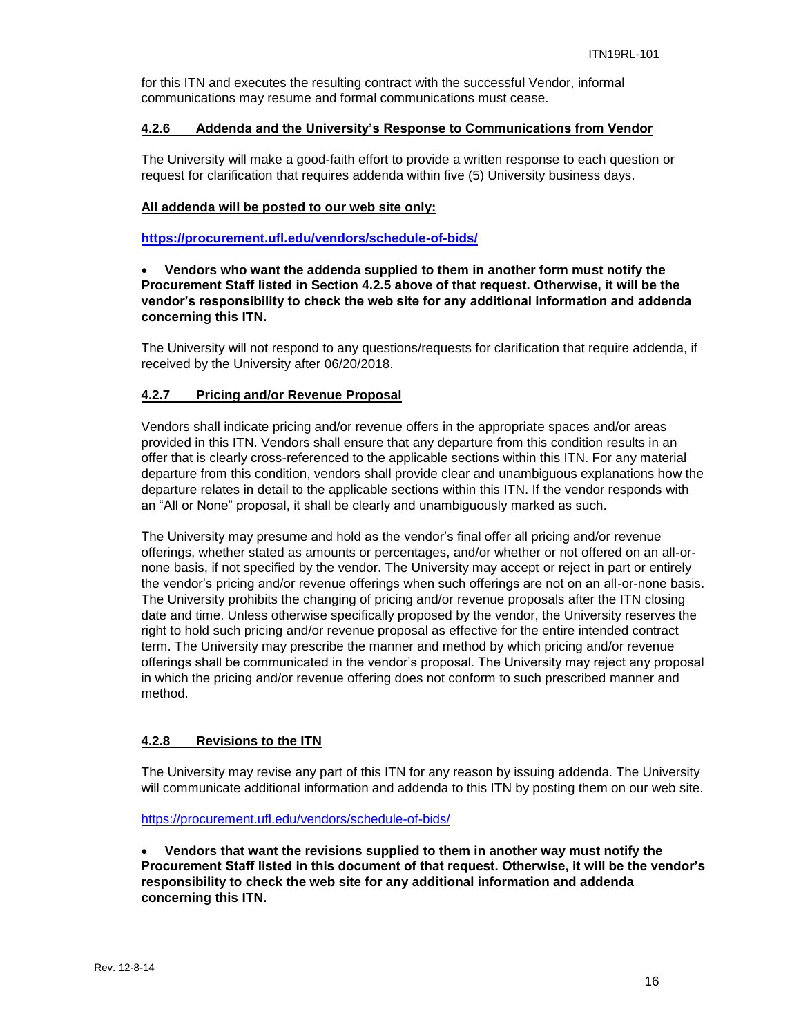for this ITN and executes the resulting contract with the successful Vendor, informal communications may resume and formal communications must cease.

#### 4.2.6 Addenda and the University's Response to Communications from Vendor

The University will make a good-faith effort to provide a written response to each question or request for clarification that requires addenda within five (5) University business days.

**All addenda will be posted to our web site only:**

**https://procurement.ufl.edu/vendors/schedule-of-bids/**

- **Vendors who want the addenda supplied to them in another form must notify the Procurement Staff listed in Section 4.2.5 above of that request. Otherwise, it will be the vendor's responsibility to check the web site for any additional information and addenda concerning this ITN.**

The University will not respond to any questions/requests for clarification that require addenda, if received by the University after 06/20/2018.

#### 4.2.7 Pricing and/or Revenue Proposal

Vendors shall indicate pricing and/or revenue offers in the appropriate spaces and/or areas provided in this ITN. Vendors shall ensure that any departure from this condition results in an offer that is clearly cross-referenced to the applicable sections within this ITN. For any material departure from this condition, vendors shall provide clear and unambiguous explanations how the departure relates in detail to the applicable sections within this ITN. If the vendor responds with an "All or None" proposal, it shall be clearly and unambiguously marked as such.

The University may presume and hold as the vendor's final offer all pricing and/or revenue offerings, whether stated as amounts or percentages, and/or whether or not offered on an all-or-none basis, if not specified by the vendor. The University may accept or reject in part or entirely the vendor's pricing and/or revenue offerings when such offerings are not on an all-or-none basis. The University prohibits the changing of pricing and/or revenue proposals after the ITN closing date and time. Unless otherwise specifically proposed by the vendor, the University reserves the right to hold such pricing and/or revenue proposal as effective for the entire intended contract term. The University may prescribe the manner and method by which pricing and/or revenue offerings shall be communicated in the vendor's proposal. The University may reject any proposal in which the pricing and/or revenue offering does not conform to such prescribed manner and method.

#### 4.2.8 Revisions to the ITN

The University may revise any part of this ITN for any reason by issuing addenda. The University will communicate additional information and addenda to this ITN by posting them on our web site.

https://procurement.ufl.edu/vendors/schedule-of-bids/

- **Vendors that want the revisions supplied to them in another way must notify the Procurement Staff listed in this document of that request. Otherwise, it will be the vendor's responsibility to check the web site for any additional information and addenda concerning this ITN.**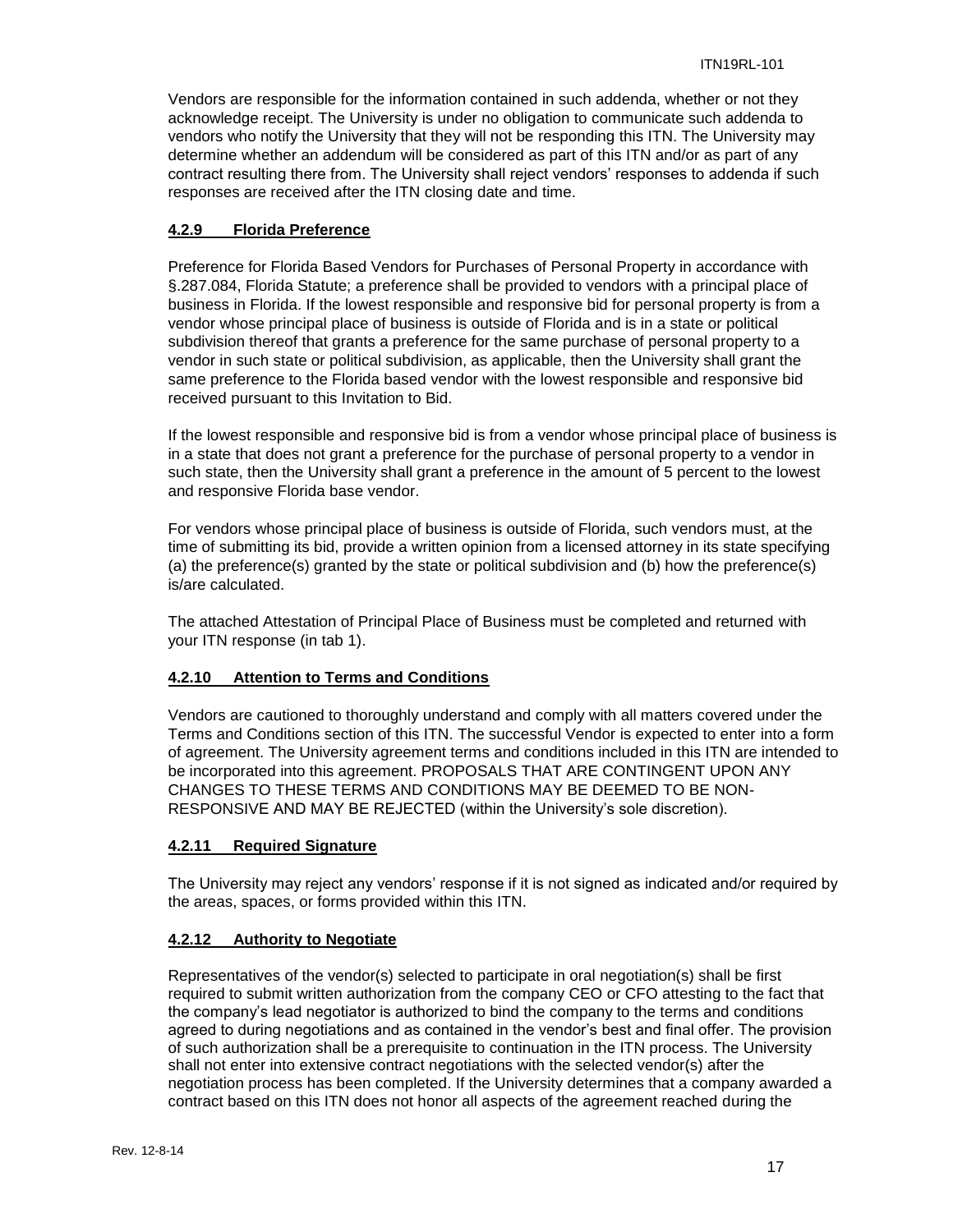Vendors are responsible for the information contained in such addenda, whether or not they acknowledge receipt. The University is under no obligation to communicate such addenda to vendors who notify the University that they will not be responding this ITN. The University may determine whether an addendum will be considered as part of this ITN and/or as part of any contract resulting there from. The University shall reject vendors' responses to addenda if such responses are received after the ITN closing date and time.

#### 4.2.9 Florida Preference

Preference for Florida Based Vendors for Purchases of Personal Property in accordance with §.287.084, Florida Statute; a preference shall be provided to vendors with a principal place of business in Florida. If the lowest responsible and responsive bid for personal property is from a vendor whose principal place of business is outside of Florida and is in a state or political subdivision thereof that grants a preference for the same purchase of personal property to a vendor in such state or political subdivision, as applicable, then the University shall grant the same preference to the Florida based vendor with the lowest responsible and responsive bid received pursuant to this Invitation to Bid.

If the lowest responsible and responsive bid is from a vendor whose principal place of business is in a state that does not grant a preference for the purchase of personal property to a vendor in such state, then the University shall grant a preference in the amount of 5 percent to the lowest and responsive Florida base vendor.

For vendors whose principal place of business is outside of Florida, such vendors must, at the time of submitting its bid, provide a written opinion from a licensed attorney in its state specifying (a) the preference(s) granted by the state or political subdivision and (b) how the preference(s) is/are calculated.

The attached Attestation of Principal Place of Business must be completed and returned with your ITN response (in tab 1).

#### 4.2.10 Attention to Terms and Conditions

Vendors are cautioned to thoroughly understand and comply with all matters covered under the Terms and Conditions section of this ITN. The successful Vendor is expected to enter into a form of agreement. The University agreement terms and conditions included in this ITN are intended to be incorporated into this agreement. PROPOSALS THAT ARE CONTINGENT UPON ANY CHANGES TO THESE TERMS AND CONDITIONS MAY BE DEEMED TO BE NON-RESPONSIVE AND MAY BE REJECTED (within the University's sole discretion).

#### 4.2.11 Required Signature

The University may reject any vendors' response if it is not signed as indicated and/or required by the areas, spaces, or forms provided within this ITN.

#### 4.2.12 Authority to Negotiate

Representatives of the vendor(s) selected to participate in oral negotiation(s) shall be first required to submit written authorization from the company CEO or CFO attesting to the fact that the company's lead negotiator is authorized to bind the company to the terms and conditions agreed to during negotiations and as contained in the vendor's best and final offer. The provision of such authorization shall be a prerequisite to continuation in the ITN process. The University shall not enter into extensive contract negotiations with the selected vendor(s) after the negotiation process has been completed. If the University determines that a company awarded a contract based on this ITN does not honor all aspects of the agreement reached during the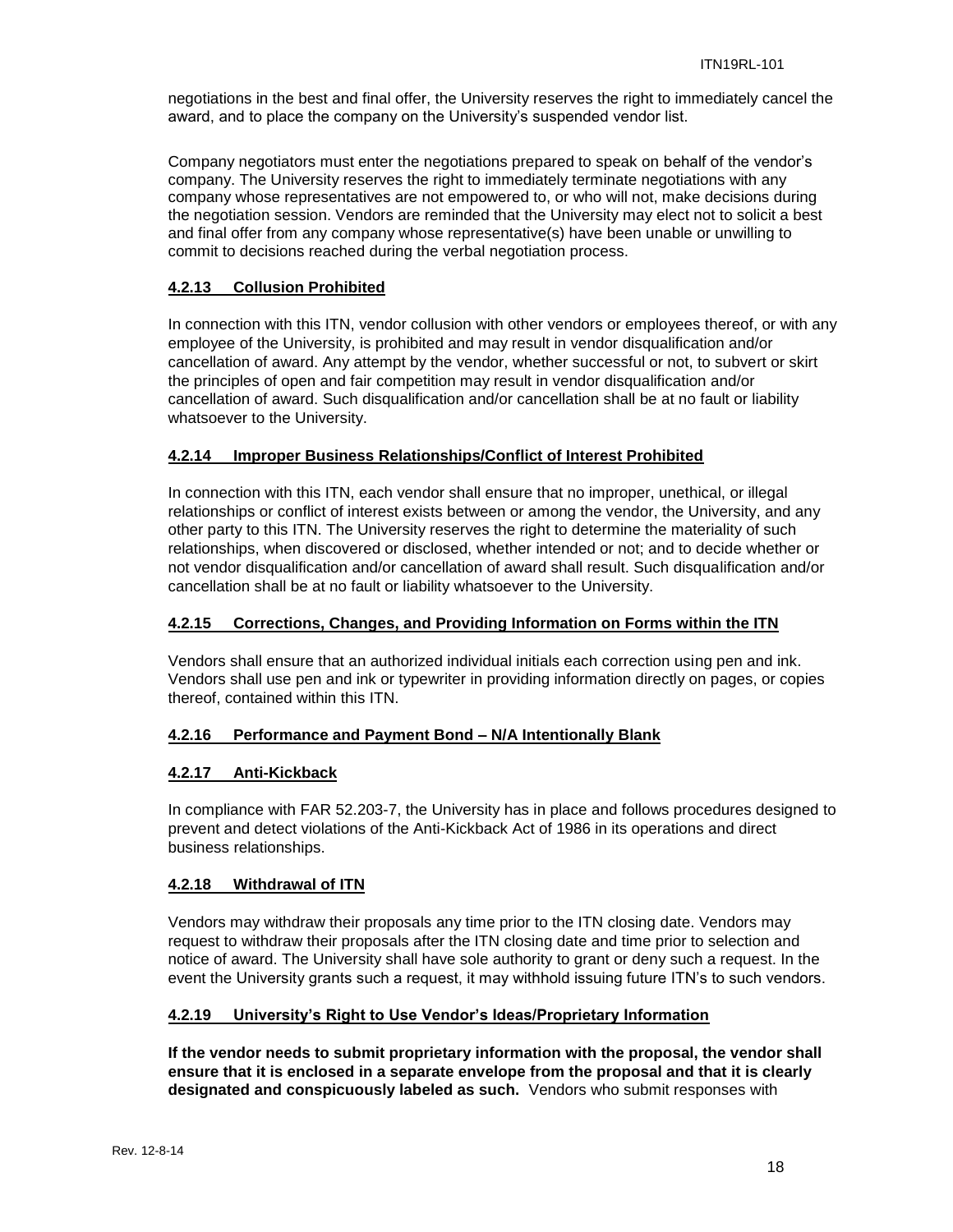negotiations in the best and final offer, the University reserves the right to immediately cancel the award, and to place the company on the University's suspended vendor list.

Company negotiators must enter the negotiations prepared to speak on behalf of the vendor's company. The University reserves the right to immediately terminate negotiations with any company whose representatives are not empowered to, or who will not, make decisions during the negotiation session. Vendors are reminded that the University may elect not to solicit a best and final offer from any company whose representative(s) have been unable or unwilling to commit to decisions reached during the verbal negotiation process.

#### 4.2.13 Collusion Prohibited

In connection with this ITN, vendor collusion with other vendors or employees thereof, or with any employee of the University, is prohibited and may result in vendor disqualification and/or cancellation of award. Any attempt by the vendor, whether successful or not, to subvert or skirt the principles of open and fair competition may result in vendor disqualification and/or cancellation of award. Such disqualification and/or cancellation shall be at no fault or liability whatsoever to the University.

#### 4.2.14 Improper Business Relationships/Conflict of Interest Prohibited

In connection with this ITN, each vendor shall ensure that no improper, unethical, or illegal relationships or conflict of interest exists between or among the vendor, the University, and any other party to this ITN. The University reserves the right to determine the materiality of such relationships, when discovered or disclosed, whether intended or not; and to decide whether or not vendor disqualification and/or cancellation of award shall result. Such disqualification and/or cancellation shall be at no fault or liability whatsoever to the University.

#### 4.2.15 Corrections, Changes, and Providing Information on Forms within the ITN

Vendors shall ensure that an authorized individual initials each correction using pen and ink. Vendors shall use pen and ink or typewriter in providing information directly on pages, or copies thereof, contained within this ITN.

#### 4.2.16 Performance and Payment Bond – N/A Intentionally Blank

#### 4.2.17 Anti-Kickback

In compliance with FAR 52.203-7, the University has in place and follows procedures designed to prevent and detect violations of the Anti-Kickback Act of 1986 in its operations and direct business relationships.

#### 4.2.18 Withdrawal of ITN

Vendors may withdraw their proposals any time prior to the ITN closing date. Vendors may request to withdraw their proposals after the ITN closing date and time prior to selection and notice of award. The University shall have sole authority to grant or deny such a request. In the event the University grants such a request, it may withhold issuing future ITN's to such vendors.

#### 4.2.19 University's Right to Use Vendor's Ideas/Proprietary Information

**If the vendor needs to submit proprietary information with the proposal, the vendor shall ensure that it is enclosed in a separate envelope from the proposal and that it is clearly designated and conspicuously labeled as such.** Vendors who submit responses with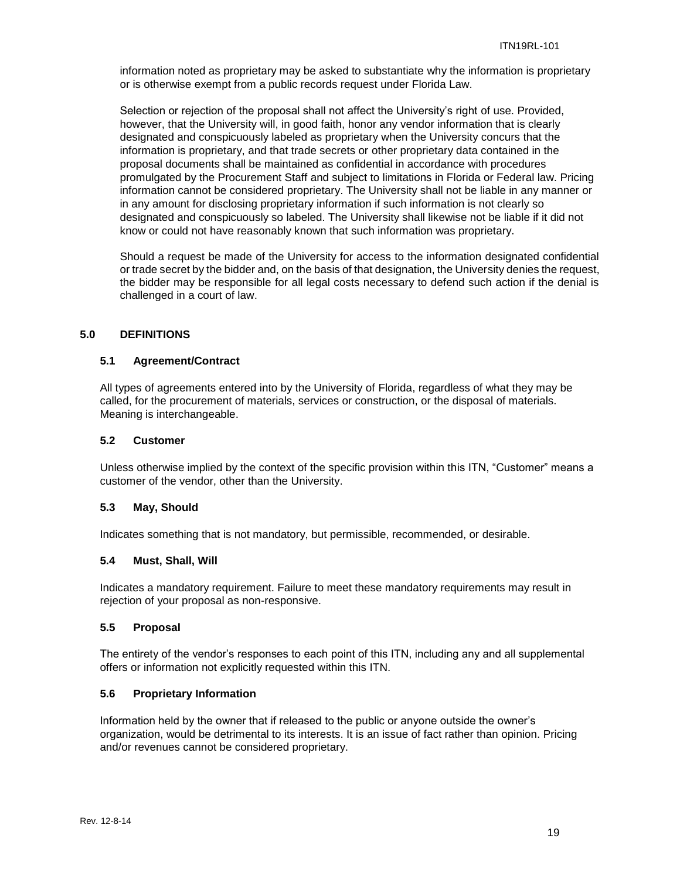information noted as proprietary may be asked to substantiate why the information is proprietary or is otherwise exempt from a public records request under Florida Law.

Selection or rejection of the proposal shall not affect the University's right of use. Provided, however, that the University will, in good faith, honor any vendor information that is clearly designated and conspicuously labeled as proprietary when the University concurs that the information is proprietary, and that trade secrets or other proprietary data contained in the proposal documents shall be maintained as confidential in accordance with procedures promulgated by the Procurement Staff and subject to limitations in Florida or Federal law. Pricing information cannot be considered proprietary. The University shall not be liable in any manner or in any amount for disclosing proprietary information if such information is not clearly so designated and conspicuously so labeled. The University shall likewise not be liable if it did not know or could not have reasonably known that such information was proprietary.

Should a request be made of the University for access to the information designated confidential or trade secret by the bidder and, on the basis of that designation, the University denies the request, the bidder may be responsible for all legal costs necessary to defend such action if the denial is challenged in a court of law.

## 5.0 DEFINITIONS

### 5.1 Agreement/Contract

All types of agreements entered into by the University of Florida, regardless of what they may be called, for the procurement of materials, services or construction, or the disposal of materials. Meaning is interchangeable.

### 5.2 Customer

Unless otherwise implied by the context of the specific provision within this ITN, "Customer" means a customer of the vendor, other than the University.

### 5.3 May, Should

Indicates something that is not mandatory, but permissible, recommended, or desirable.

### 5.4 Must, Shall, Will

Indicates a mandatory requirement. Failure to meet these mandatory requirements may result in rejection of your proposal as non-responsive.

### 5.5 Proposal

The entirety of the vendor's responses to each point of this ITN, including any and all supplemental offers or information not explicitly requested within this ITN.

### 5.6 Proprietary Information

Information held by the owner that if released to the public or anyone outside the owner's organization, would be detrimental to its interests. It is an issue of fact rather than opinion. Pricing and/or revenues cannot be considered proprietary.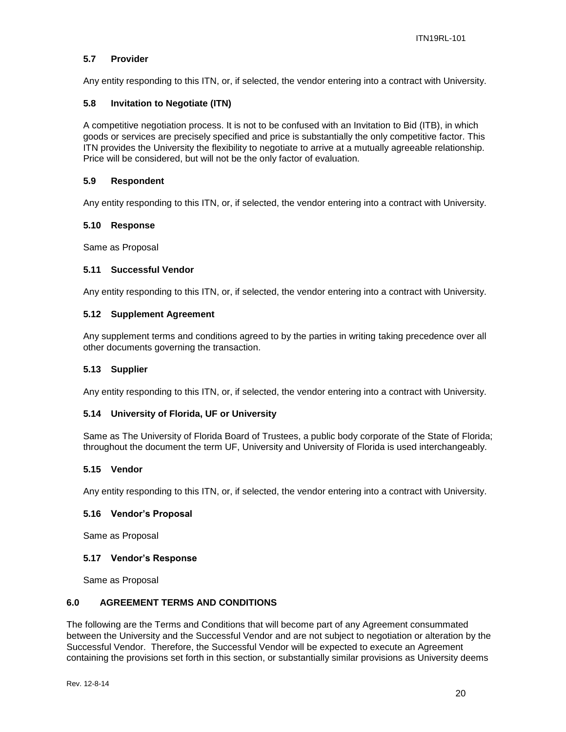### 5.7 Provider

Any entity responding to this ITN, or, if selected, the vendor entering into a contract with University.

### 5.8 Invitation to Negotiate (ITN)

A competitive negotiation process. It is not to be confused with an Invitation to Bid (ITB), in which goods or services are precisely specified and price is substantially the only competitive factor. This ITN provides the University the flexibility to negotiate to arrive at a mutually agreeable relationship. Price will be considered, but will not be the only factor of evaluation.

### 5.9 Respondent

Any entity responding to this ITN, or, if selected, the vendor entering into a contract with University.

### 5.10 Response

Same as Proposal

### 5.11 Successful Vendor

Any entity responding to this ITN, or, if selected, the vendor entering into a contract with University.

### 5.12 Supplement Agreement

Any supplement terms and conditions agreed to by the parties in writing taking precedence over all other documents governing the transaction.

### 5.13 Supplier

Any entity responding to this ITN, or, if selected, the vendor entering into a contract with University.

### 5.14 University of Florida, UF or University

Same as The University of Florida Board of Trustees, a public body corporate of the State of Florida; throughout the document the term UF, University and University of Florida is used interchangeably.

### 5.15 Vendor

Any entity responding to this ITN, or, if selected, the vendor entering into a contract with University.

### 5.16 Vendor's Proposal

Same as Proposal

### 5.17 Vendor's Response

Same as Proposal

## 6.0 AGREEMENT TERMS AND CONDITIONS

The following are the Terms and Conditions that will become part of any Agreement consummated between the University and the Successful Vendor and are not subject to negotiation or alteration by the Successful Vendor. Therefore, the Successful Vendor will be expected to execute an Agreement containing the provisions set forth in this section, or substantially similar provisions as University deems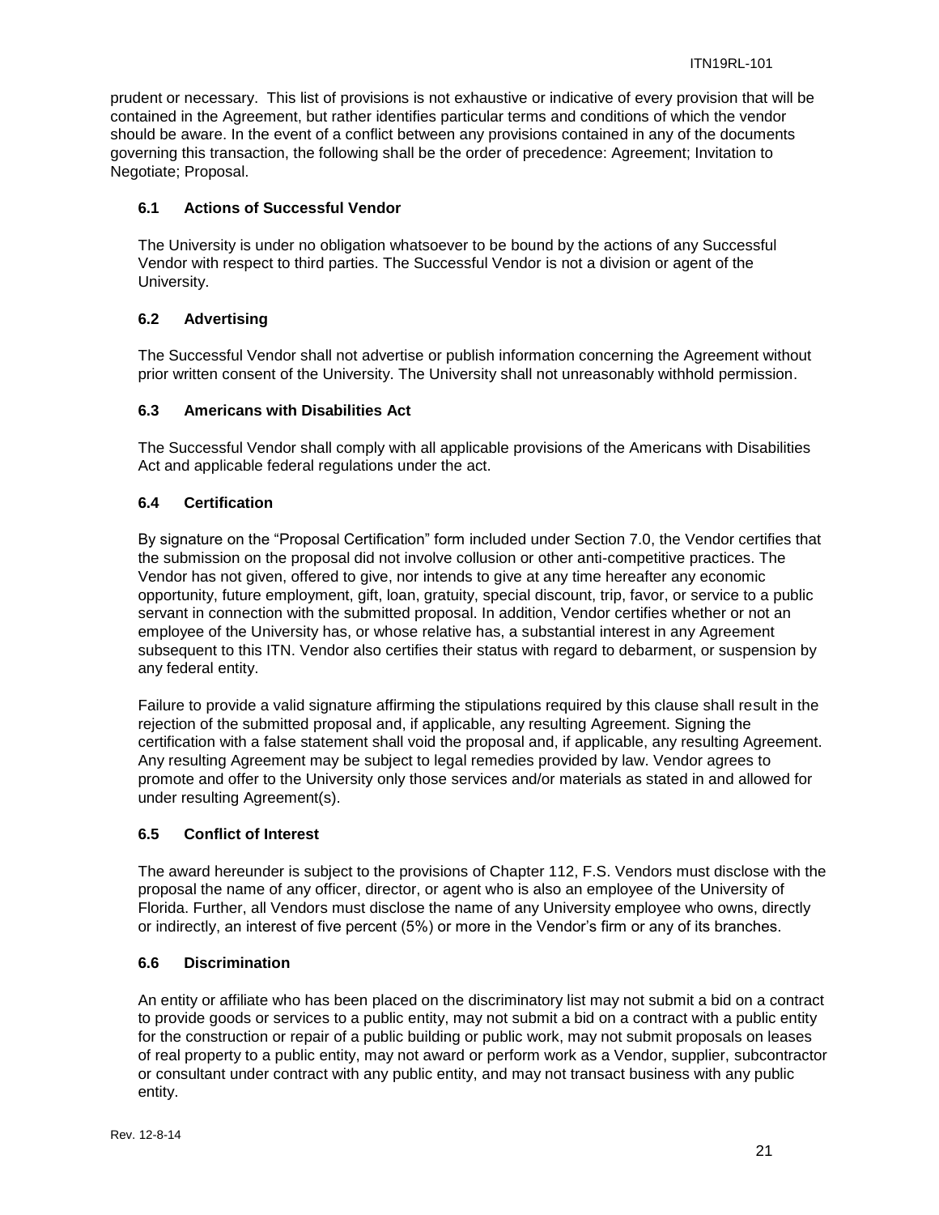prudent or necessary. This list of provisions is not exhaustive or indicative of every provision that will be contained in the Agreement, but rather identifies particular terms and conditions of which the vendor should be aware. In the event of a conflict between any provisions contained in any of the documents governing this transaction, the following shall be the order of precedence: Agreement; Invitation to Negotiate; Proposal.

### 6.1 Actions of Successful Vendor

The University is under no obligation whatsoever to be bound by the actions of any Successful Vendor with respect to third parties. The Successful Vendor is not a division or agent of the University.

### 6.2 Advertising

The Successful Vendor shall not advertise or publish information concerning the Agreement without prior written consent of the University. The University shall not unreasonably withhold permission.

### 6.3 Americans with Disabilities Act

The Successful Vendor shall comply with all applicable provisions of the Americans with Disabilities Act and applicable federal regulations under the act.

### 6.4 Certification

By signature on the "Proposal Certification" form included under Section 7.0, the Vendor certifies that the submission on the proposal did not involve collusion or other anti-competitive practices. The Vendor has not given, offered to give, nor intends to give at any time hereafter any economic opportunity, future employment, gift, loan, gratuity, special discount, trip, favor, or service to a public servant in connection with the submitted proposal. In addition, Vendor certifies whether or not an employee of the University has, or whose relative has, a substantial interest in any Agreement subsequent to this ITN. Vendor also certifies their status with regard to debarment, or suspension by any federal entity.

Failure to provide a valid signature affirming the stipulations required by this clause shall result in the rejection of the submitted proposal and, if applicable, any resulting Agreement. Signing the certification with a false statement shall void the proposal and, if applicable, any resulting Agreement. Any resulting Agreement may be subject to legal remedies provided by law. Vendor agrees to promote and offer to the University only those services and/or materials as stated in and allowed for under resulting Agreement(s).

### 6.5 Conflict of Interest

The award hereunder is subject to the provisions of Chapter 112, F.S. Vendors must disclose with the proposal the name of any officer, director, or agent who is also an employee of the University of Florida. Further, all Vendors must disclose the name of any University employee who owns, directly or indirectly, an interest of five percent (5%) or more in the Vendor's firm or any of its branches.

### 6.6 Discrimination

An entity or affiliate who has been placed on the discriminatory list may not submit a bid on a contract to provide goods or services to a public entity, may not submit a bid on a contract with a public entity for the construction or repair of a public building or public work, may not submit proposals on leases of real property to a public entity, may not award or perform work as a Vendor, supplier, subcontractor or consultant under contract with any public entity, and may not transact business with any public entity.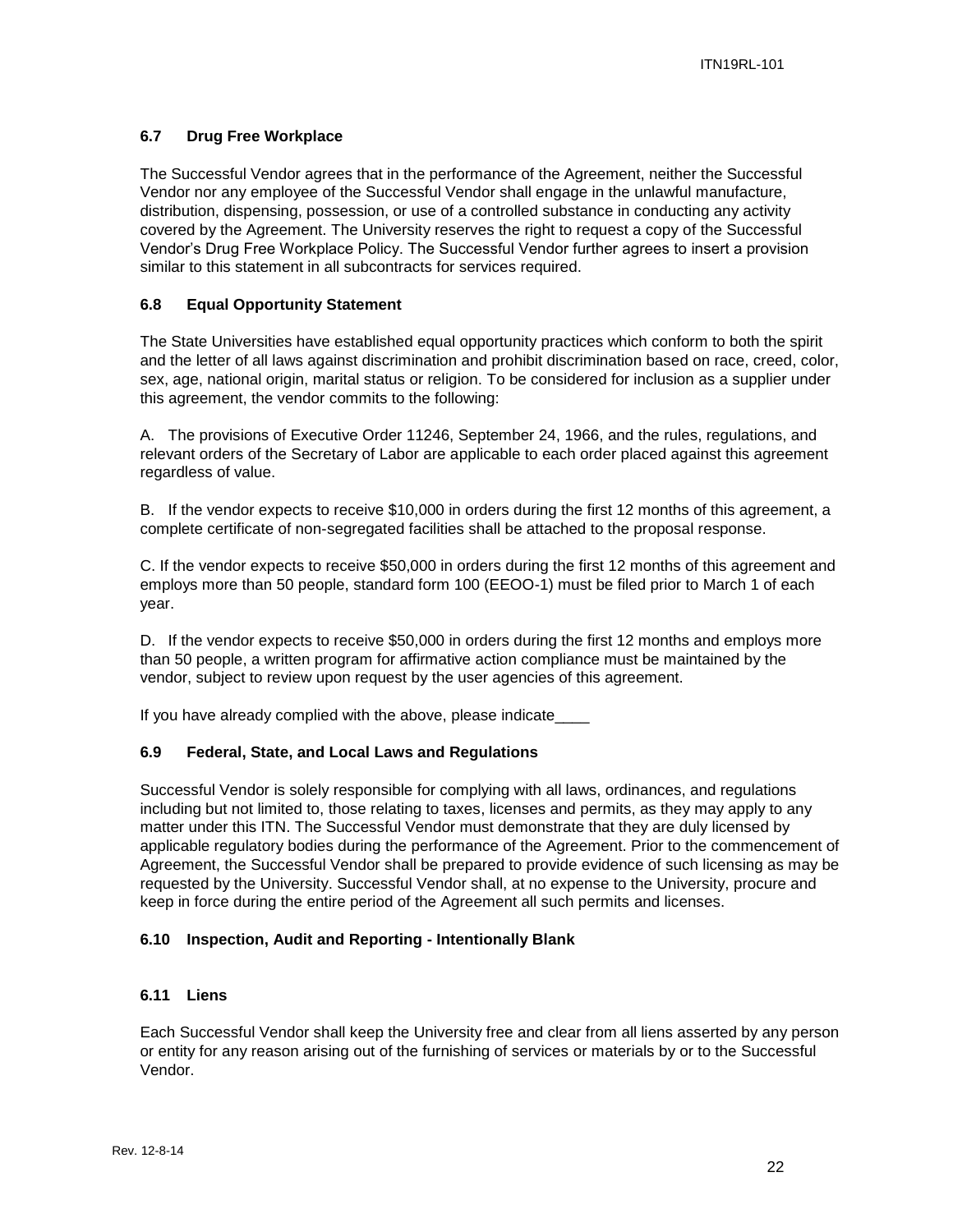### 6.7 Drug Free Workplace

The Successful Vendor agrees that in the performance of the Agreement, neither the Successful Vendor nor any employee of the Successful Vendor shall engage in the unlawful manufacture, distribution, dispensing, possession, or use of a controlled substance in conducting any activity covered by the Agreement. The University reserves the right to request a copy of the Successful Vendor's Drug Free Workplace Policy. The Successful Vendor further agrees to insert a provision similar to this statement in all subcontracts for services required.

### 6.8 Equal Opportunity Statement

The State Universities have established equal opportunity practices which conform to both the spirit and the letter of all laws against discrimination and prohibit discrimination based on race, creed, color, sex, age, national origin, marital status or religion. To be considered for inclusion as a supplier under this agreement, the vendor commits to the following:

A. The provisions of Executive Order 11246, September 24, 1966, and the rules, regulations, and relevant orders of the Secretary of Labor are applicable to each order placed against this agreement regardless of value.

B. If the vendor expects to receive $10,000 in orders during the first 12 months of this agreement, a complete certificate of non-segregated facilities shall be attached to the proposal response.

C. If the vendor expects to receive $50,000 in orders during the first 12 months of this agreement and employs more than 50 people, standard form 100 (EEOO-1) must be filed prior to March 1 of each year.

D. If the vendor expects to receive $50,000 in orders during the first 12 months and employs more than 50 people, a written program for affirmative action compliance must be maintained by the vendor, subject to review upon request by the user agencies of this agreement.

If you have already complied with the above, please indicate____

### 6.9 Federal, State, and Local Laws and Regulations

Successful Vendor is solely responsible for complying with all laws, ordinances, and regulations including but not limited to, those relating to taxes, licenses and permits, as they may apply to any matter under this ITN. The Successful Vendor must demonstrate that they are duly licensed by applicable regulatory bodies during the performance of the Agreement. Prior to the commencement of Agreement, the Successful Vendor shall be prepared to provide evidence of such licensing as may be requested by the University. Successful Vendor shall, at no expense to the University, procure and keep in force during the entire period of the Agreement all such permits and licenses.

### 6.10 Inspection, Audit and Reporting - Intentionally Blank

### 6.11 Liens

Each Successful Vendor shall keep the University free and clear from all liens asserted by any person or entity for any reason arising out of the furnishing of services or materials by or to the Successful Vendor.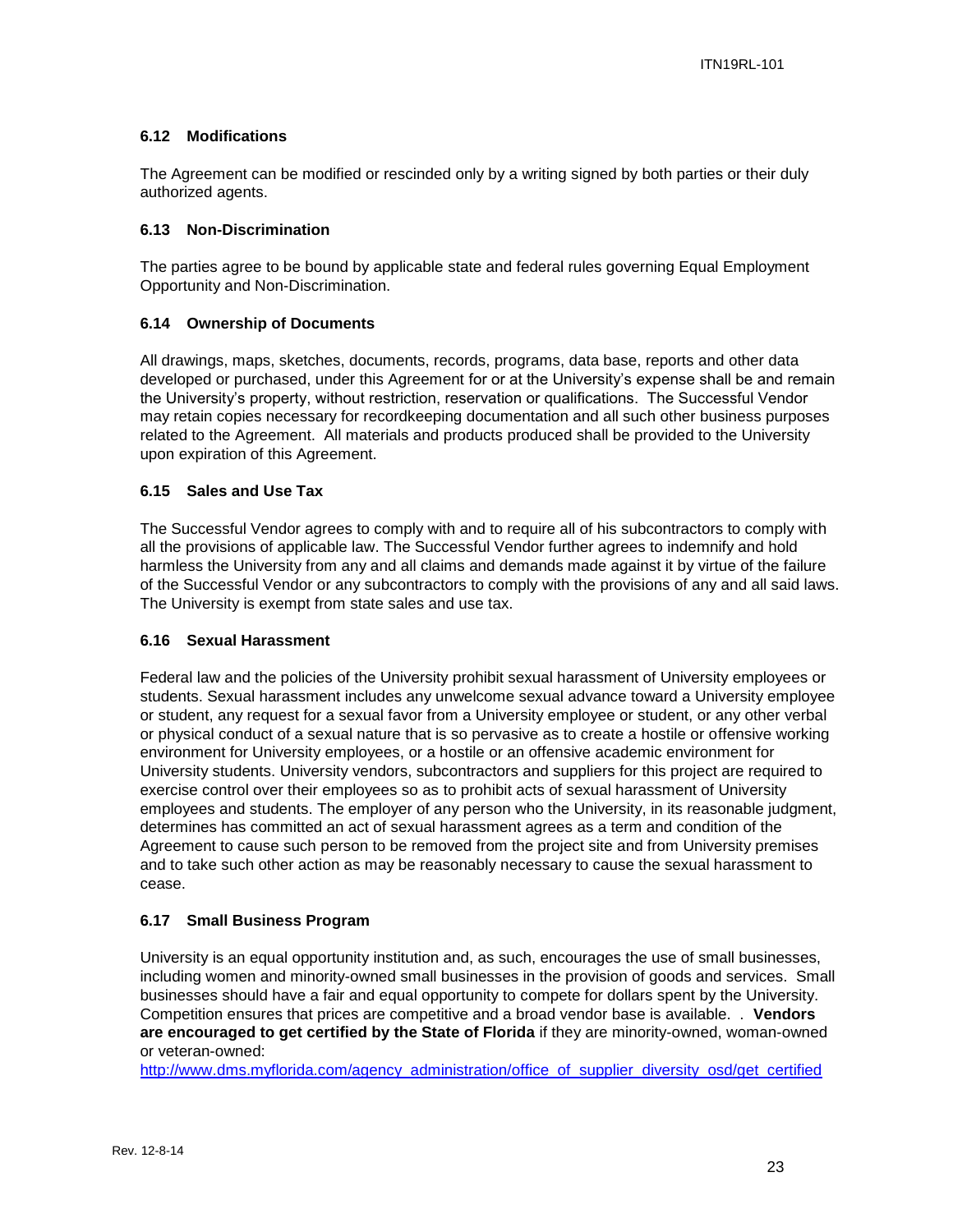### 6.12 Modifications

The Agreement can be modified or rescinded only by a writing signed by both parties or their duly authorized agents.

### 6.13 Non-Discrimination

The parties agree to be bound by applicable state and federal rules governing Equal Employment Opportunity and Non-Discrimination.

### 6.14 Ownership of Documents

All drawings, maps, sketches, documents, records, programs, data base, reports and other data developed or purchased, under this Agreement for or at the University's expense shall be and remain the University's property, without restriction, reservation or qualifications. The Successful Vendor may retain copies necessary for recordkeeping documentation and all such other business purposes related to the Agreement. All materials and products produced shall be provided to the University upon expiration of this Agreement.

### 6.15 Sales and Use Tax

The Successful Vendor agrees to comply with and to require all of his subcontractors to comply with all the provisions of applicable law. The Successful Vendor further agrees to indemnify and hold harmless the University from any and all claims and demands made against it by virtue of the failure of the Successful Vendor or any subcontractors to comply with the provisions of any and all said laws. The University is exempt from state sales and use tax.

### 6.16 Sexual Harassment

Federal law and the policies of the University prohibit sexual harassment of University employees or students. Sexual harassment includes any unwelcome sexual advance toward a University employee or student, any request for a sexual favor from a University employee or student, or any other verbal or physical conduct of a sexual nature that is so pervasive as to create a hostile or offensive working environment for University employees, or a hostile or an offensive academic environment for University students. University vendors, subcontractors and suppliers for this project are required to exercise control over their employees so as to prohibit acts of sexual harassment of University employees and students. The employer of any person who the University, in its reasonable judgment, determines has committed an act of sexual harassment agrees as a term and condition of the Agreement to cause such person to be removed from the project site and from University premises and to take such other action as may be reasonably necessary to cause the sexual harassment to cease.

### 6.17 Small Business Program

University is an equal opportunity institution and, as such, encourages the use of small businesses, including women and minority-owned small businesses in the provision of goods and services. Small businesses should have a fair and equal opportunity to compete for dollars spent by the University. Competition ensures that prices are competitive and a broad vendor base is available. . **Vendors are encouraged to get certified by the State of Florida** if they are minority-owned, woman-owned or veteran-owned:
http://www.dms.myflorida.com/agency_administration/office_of_supplier_diversity_osd/get_certified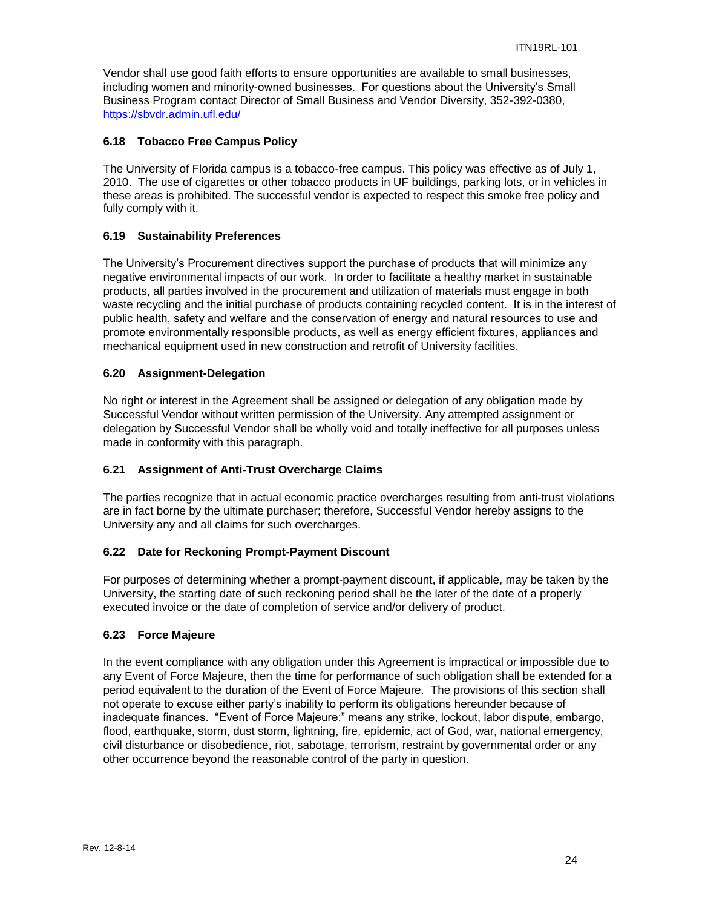Vendor shall use good faith efforts to ensure opportunities are available to small businesses, including women and minority-owned businesses. For questions about the University's Small Business Program contact Director of Small Business and Vendor Diversity, 352-392-0380, https://sbvdr.admin.ufl.edu/

### 6.18 Tobacco Free Campus Policy

The University of Florida campus is a tobacco-free campus. This policy was effective as of July 1, 2010. The use of cigarettes or other tobacco products in UF buildings, parking lots, or in vehicles in these areas is prohibited. The successful vendor is expected to respect this smoke free policy and fully comply with it.

### 6.19 Sustainability Preferences

The University's Procurement directives support the purchase of products that will minimize any negative environmental impacts of our work. In order to facilitate a healthy market in sustainable products, all parties involved in the procurement and utilization of materials must engage in both waste recycling and the initial purchase of products containing recycled content. It is in the interest of public health, safety and welfare and the conservation of energy and natural resources to use and promote environmentally responsible products, as well as energy efficient fixtures, appliances and mechanical equipment used in new construction and retrofit of University facilities.

### 6.20 Assignment-Delegation

No right or interest in the Agreement shall be assigned or delegation of any obligation made by Successful Vendor without written permission of the University. Any attempted assignment or delegation by Successful Vendor shall be wholly void and totally ineffective for all purposes unless made in conformity with this paragraph.

### 6.21 Assignment of Anti-Trust Overcharge Claims

The parties recognize that in actual economic practice overcharges resulting from anti-trust violations are in fact borne by the ultimate purchaser; therefore, Successful Vendor hereby assigns to the University any and all claims for such overcharges.

### 6.22 Date for Reckoning Prompt-Payment Discount

For purposes of determining whether a prompt-payment discount, if applicable, may be taken by the University, the starting date of such reckoning period shall be the later of the date of a properly executed invoice or the date of completion of service and/or delivery of product.

### 6.23 Force Majeure

In the event compliance with any obligation under this Agreement is impractical or impossible due to any Event of Force Majeure, then the time for performance of such obligation shall be extended for a period equivalent to the duration of the Event of Force Majeure. The provisions of this section shall not operate to excuse either party's inability to perform its obligations hereunder because of inadequate finances. "Event of Force Majeure:" means any strike, lockout, labor dispute, embargo, flood, earthquake, storm, dust storm, lightning, fire, epidemic, act of God, war, national emergency, civil disturbance or disobedience, riot, sabotage, terrorism, restraint by governmental order or any other occurrence beyond the reasonable control of the party in question.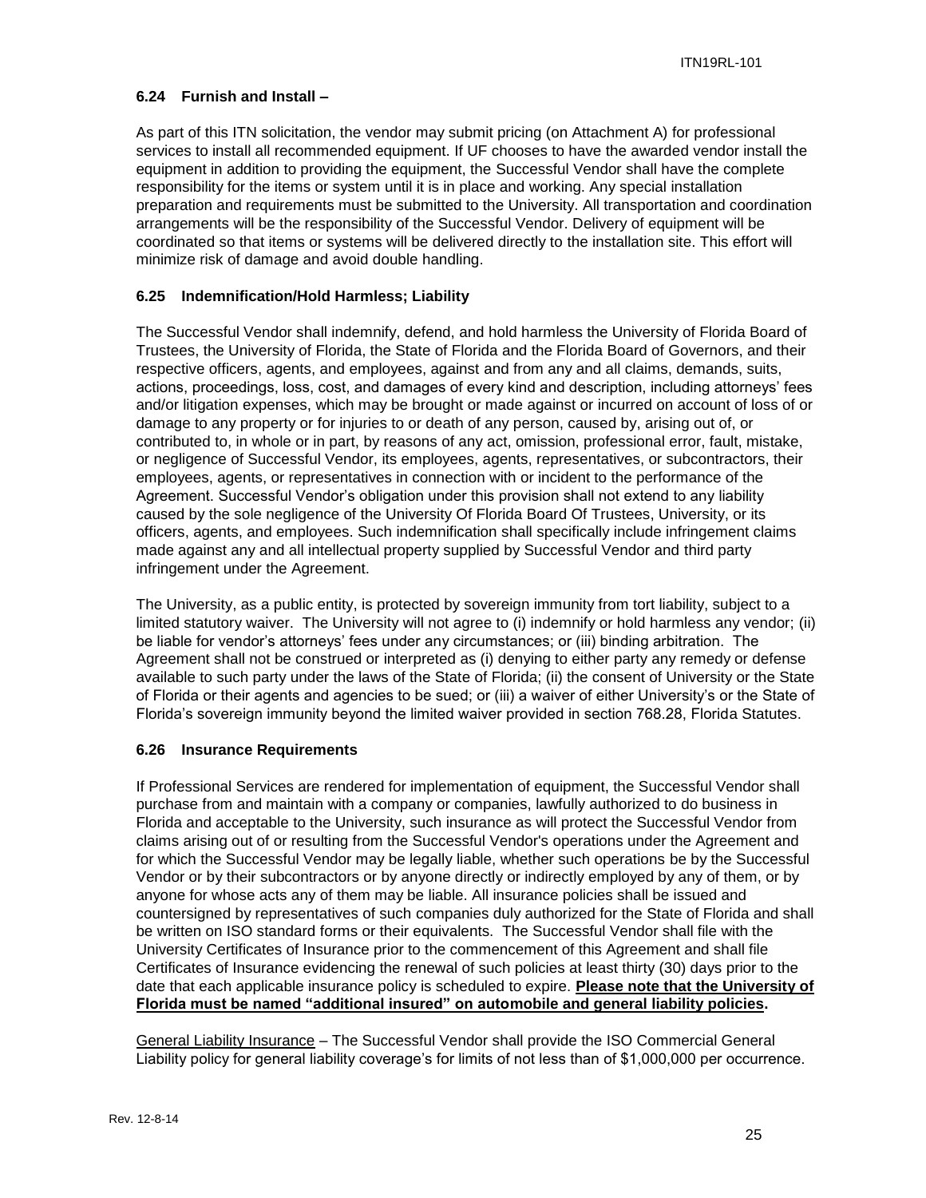### 6.24 Furnish and Install –

As part of this ITN solicitation, the vendor may submit pricing (on Attachment A) for professional services to install all recommended equipment. If UF chooses to have the awarded vendor install the equipment in addition to providing the equipment, the Successful Vendor shall have the complete responsibility for the items or system until it is in place and working. Any special installation preparation and requirements must be submitted to the University. All transportation and coordination arrangements will be the responsibility of the Successful Vendor. Delivery of equipment will be coordinated so that items or systems will be delivered directly to the installation site. This effort will minimize risk of damage and avoid double handling.

### 6.25 Indemnification/Hold Harmless; Liability

The Successful Vendor shall indemnify, defend, and hold harmless the University of Florida Board of Trustees, the University of Florida, the State of Florida and the Florida Board of Governors, and their respective officers, agents, and employees, against and from any and all claims, demands, suits, actions, proceedings, loss, cost, and damages of every kind and description, including attorneys' fees and/or litigation expenses, which may be brought or made against or incurred on account of loss of or damage to any property or for injuries to or death of any person, caused by, arising out of, or contributed to, in whole or in part, by reasons of any act, omission, professional error, fault, mistake, or negligence of Successful Vendor, its employees, agents, representatives, or subcontractors, their employees, agents, or representatives in connection with or incident to the performance of the Agreement. Successful Vendor's obligation under this provision shall not extend to any liability caused by the sole negligence of the University Of Florida Board Of Trustees, University, or its officers, agents, and employees. Such indemnification shall specifically include infringement claims made against any and all intellectual property supplied by Successful Vendor and third party infringement under the Agreement.

The University, as a public entity, is protected by sovereign immunity from tort liability, subject to a limited statutory waiver. The University will not agree to (i) indemnify or hold harmless any vendor; (ii) be liable for vendor's attorneys' fees under any circumstances; or (iii) binding arbitration. The Agreement shall not be construed or interpreted as (i) denying to either party any remedy or defense available to such party under the laws of the State of Florida; (ii) the consent of University or the State of Florida or their agents and agencies to be sued; or (iii) a waiver of either University's or the State of Florida's sovereign immunity beyond the limited waiver provided in section 768.28, Florida Statutes.

### 6.26 Insurance Requirements

If Professional Services are rendered for implementation of equipment, the Successful Vendor shall purchase from and maintain with a company or companies, lawfully authorized to do business in Florida and acceptable to the University, such insurance as will protect the Successful Vendor from claims arising out of or resulting from the Successful Vendor's operations under the Agreement and for which the Successful Vendor may be legally liable, whether such operations be by the Successful Vendor or by their subcontractors or by anyone directly or indirectly employed by any of them, or by anyone for whose acts any of them may be liable. All insurance policies shall be issued and countersigned by representatives of such companies duly authorized for the State of Florida and shall be written on ISO standard forms or their equivalents. The Successful Vendor shall file with the University Certificates of Insurance prior to the commencement of this Agreement and shall file Certificates of Insurance evidencing the renewal of such policies at least thirty (30) days prior to the date that each applicable insurance policy is scheduled to expire. **Please note that the University of Florida must be named "additional insured" on automobile and general liability policies.**

General Liability Insurance – The Successful Vendor shall provide the ISO Commercial General Liability policy for general liability coverage's for limits of not less than of $1,000,000 per occurrence.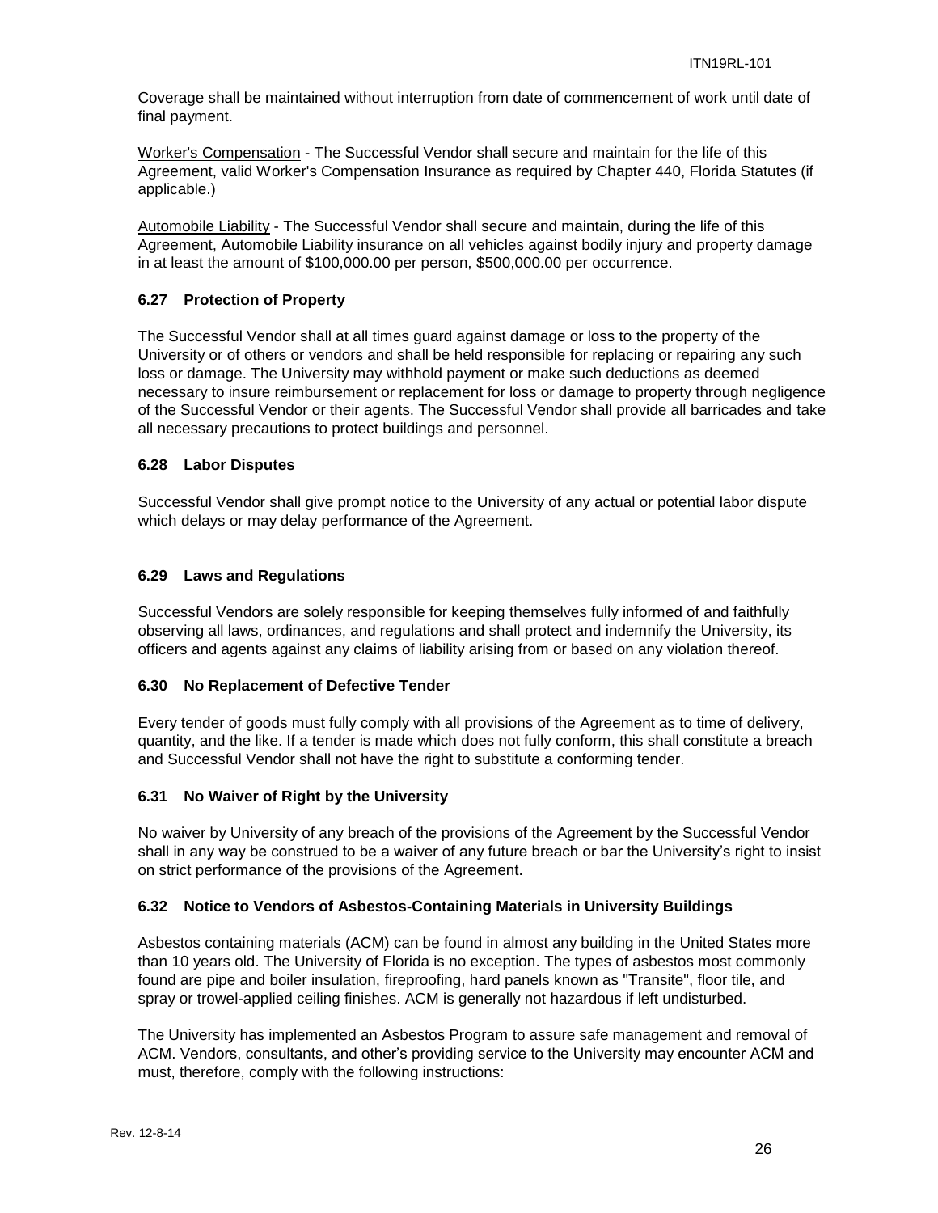Coverage shall be maintained without interruption from date of commencement of work until date of final payment.

Worker's Compensation - The Successful Vendor shall secure and maintain for the life of this Agreement, valid Worker's Compensation Insurance as required by Chapter 440, Florida Statutes (if applicable.)

Automobile Liability - The Successful Vendor shall secure and maintain, during the life of this Agreement, Automobile Liability insurance on all vehicles against bodily injury and property damage in at least the amount of $100,000.00 per person, $500,000.00 per occurrence.

### 6.27 Protection of Property

The Successful Vendor shall at all times guard against damage or loss to the property of the University or of others or vendors and shall be held responsible for replacing or repairing any such loss or damage. The University may withhold payment or make such deductions as deemed necessary to insure reimbursement or replacement for loss or damage to property through negligence of the Successful Vendor or their agents. The Successful Vendor shall provide all barricades and take all necessary precautions to protect buildings and personnel.

### 6.28 Labor Disputes

Successful Vendor shall give prompt notice to the University of any actual or potential labor dispute which delays or may delay performance of the Agreement.

### 6.29 Laws and Regulations

Successful Vendors are solely responsible for keeping themselves fully informed of and faithfully observing all laws, ordinances, and regulations and shall protect and indemnify the University, its officers and agents against any claims of liability arising from or based on any violation thereof.

### 6.30 No Replacement of Defective Tender

Every tender of goods must fully comply with all provisions of the Agreement as to time of delivery, quantity, and the like. If a tender is made which does not fully conform, this shall constitute a breach and Successful Vendor shall not have the right to substitute a conforming tender.

### 6.31 No Waiver of Right by the University

No waiver by University of any breach of the provisions of the Agreement by the Successful Vendor shall in any way be construed to be a waiver of any future breach or bar the University's right to insist on strict performance of the provisions of the Agreement.

### 6.32 Notice to Vendors of Asbestos-Containing Materials in University Buildings

Asbestos containing materials (ACM) can be found in almost any building in the United States more than 10 years old. The University of Florida is no exception. The types of asbestos most commonly found are pipe and boiler insulation, fireproofing, hard panels known as "Transite", floor tile, and spray or trowel-applied ceiling finishes. ACM is generally not hazardous if left undisturbed.

The University has implemented an Asbestos Program to assure safe management and removal of ACM. Vendors, consultants, and other's providing service to the University may encounter ACM and must, therefore, comply with the following instructions: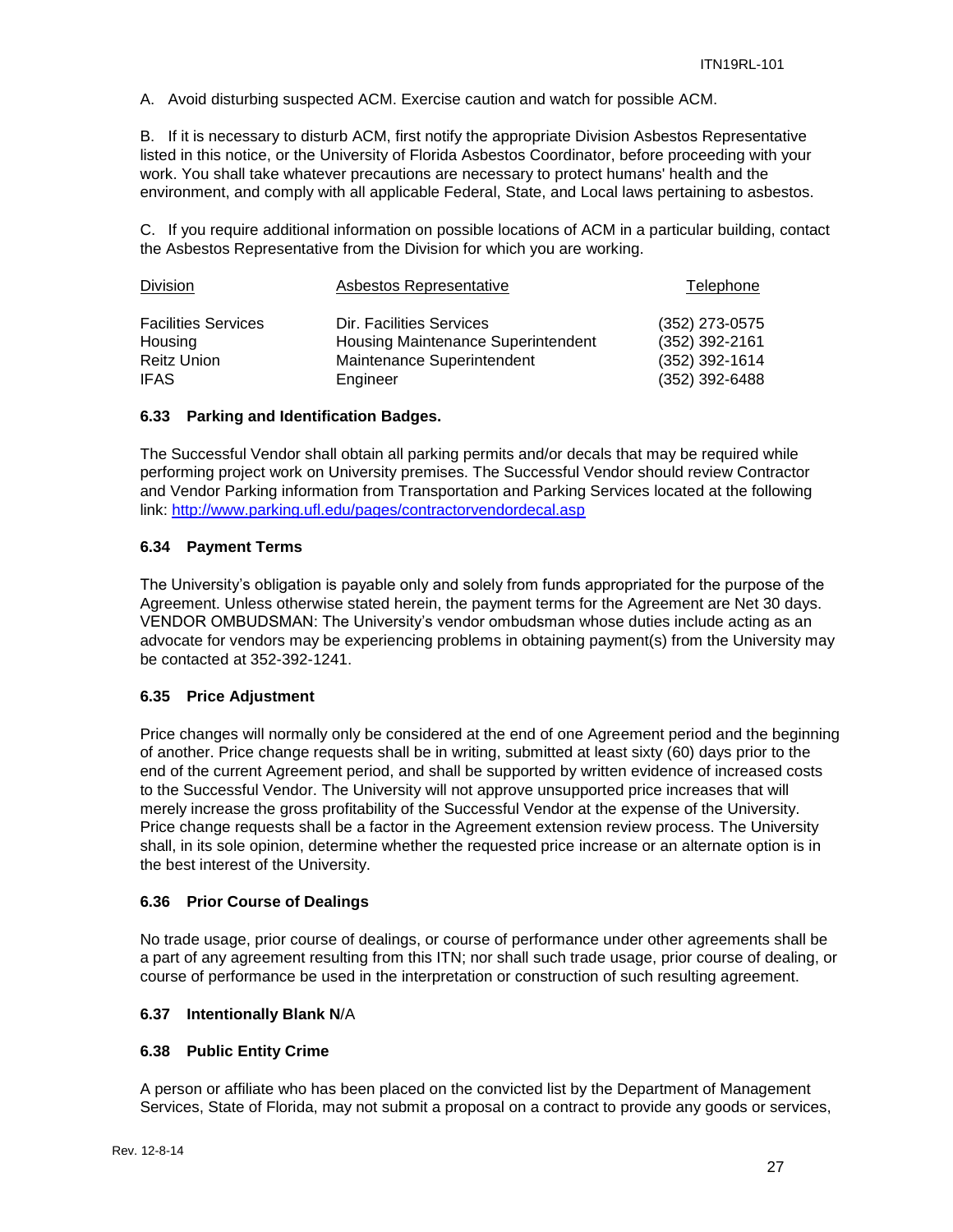A. Avoid disturbing suspected ACM. Exercise caution and watch for possible ACM.

B. If it is necessary to disturb ACM, first notify the appropriate Division Asbestos Representative listed in this notice, or the University of Florida Asbestos Coordinator, before proceeding with your work. You shall take whatever precautions are necessary to protect humans' health and the environment, and comply with all applicable Federal, State, and Local laws pertaining to asbestos.

C. If you require additional information on possible locations of ACM in a particular building, contact the Asbestos Representative from the Division for which you are working.

| Division | Asbestos Representative | Telephone |
| --- | --- | --- |
| Facilities Services | Dir. Facilities Services | (352) 273-0575 |
| Housing | Housing Maintenance Superintendent | (352) 392-2161 |
| Reitz Union | Maintenance Superintendent | (352) 392-1614 |
| IFAS | Engineer | (352) 392-6488 |

### 6.33 Parking and Identification Badges.

The Successful Vendor shall obtain all parking permits and/or decals that may be required while performing project work on University premises. The Successful Vendor should review Contractor and Vendor Parking information from Transportation and Parking Services located at the following link: [http://www.parking.ufl.edu/pages/contractorvendordecal.asp](http://www.parking.ufl.edu/pages/contractorvendordecal.asp)

### 6.34 Payment Terms

The University's obligation is payable only and solely from funds appropriated for the purpose of the Agreement. Unless otherwise stated herein, the payment terms for the Agreement are Net 30 days. VENDOR OMBUDSMAN: The University's vendor ombudsman whose duties include acting as an advocate for vendors may be experiencing problems in obtaining payment(s) from the University may be contacted at 352-392-1241.

### 6.35 Price Adjustment

Price changes will normally only be considered at the end of one Agreement period and the beginning of another. Price change requests shall be in writing, submitted at least sixty (60) days prior to the end of the current Agreement period, and shall be supported by written evidence of increased costs to the Successful Vendor. The University will not approve unsupported price increases that will merely increase the gross profitability of the Successful Vendor at the expense of the University. Price change requests shall be a factor in the Agreement extension review process. The University shall, in its sole opinion, determine whether the requested price increase or an alternate option is in the best interest of the University.

### 6.36 Prior Course of Dealings

No trade usage, prior course of dealings, or course of performance under other agreements shall be a part of any agreement resulting from this ITN; nor shall such trade usage, prior course of dealing, or course of performance be used in the interpretation or construction of such resulting agreement.

### 6.37 Intentionally Blank N/A

### 6.38 Public Entity Crime

A person or affiliate who has been placed on the convicted list by the Department of Management Services, State of Florida, may not submit a proposal on a contract to provide any goods or services,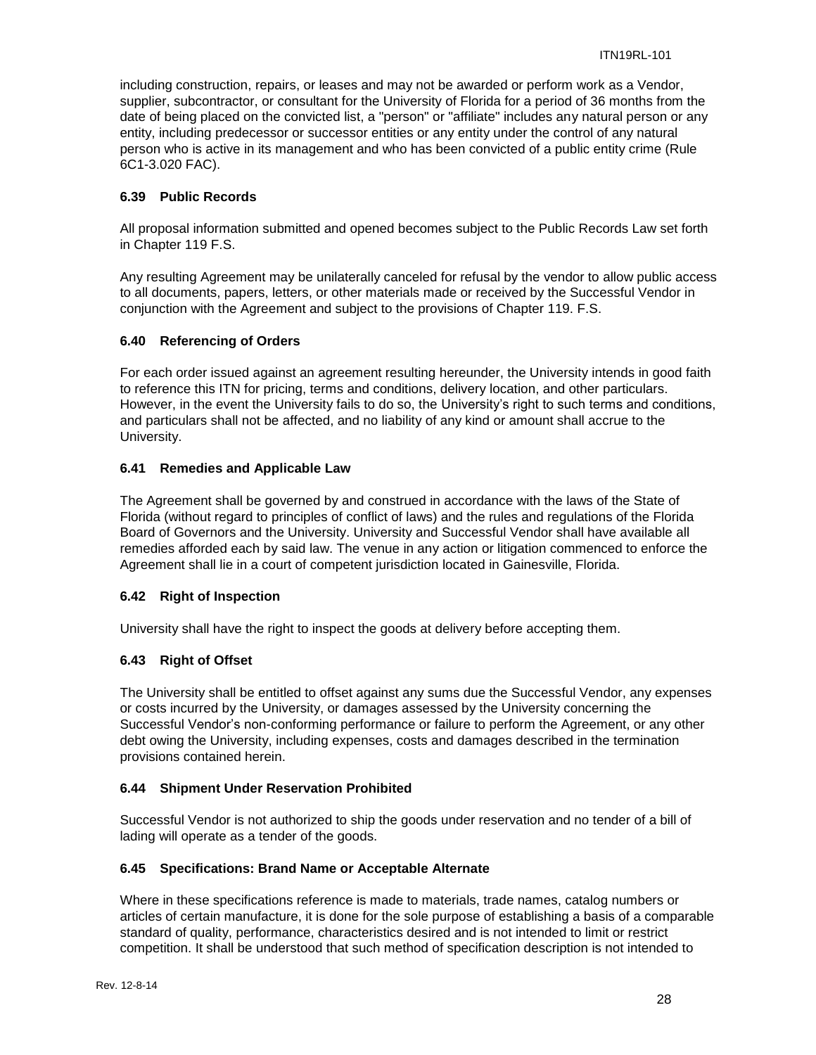including construction, repairs, or leases and may not be awarded or perform work as a Vendor, supplier, subcontractor, or consultant for the University of Florida for a period of 36 months from the date of being placed on the convicted list, a "person" or "affiliate" includes any natural person or any entity, including predecessor or successor entities or any entity under the control of any natural person who is active in its management and who has been convicted of a public entity crime (Rule 6C1-3.020 FAC).

### 6.39 Public Records

All proposal information submitted and opened becomes subject to the Public Records Law set forth in Chapter 119 F.S.

Any resulting Agreement may be unilaterally canceled for refusal by the vendor to allow public access to all documents, papers, letters, or other materials made or received by the Successful Vendor in conjunction with the Agreement and subject to the provisions of Chapter 119. F.S.

### 6.40 Referencing of Orders

For each order issued against an agreement resulting hereunder, the University intends in good faith to reference this ITN for pricing, terms and conditions, delivery location, and other particulars. However, in the event the University fails to do so, the University's right to such terms and conditions, and particulars shall not be affected, and no liability of any kind or amount shall accrue to the University.

### 6.41 Remedies and Applicable Law

The Agreement shall be governed by and construed in accordance with the laws of the State of Florida (without regard to principles of conflict of laws) and the rules and regulations of the Florida Board of Governors and the University. University and Successful Vendor shall have available all remedies afforded each by said law. The venue in any action or litigation commenced to enforce the Agreement shall lie in a court of competent jurisdiction located in Gainesville, Florida.

### 6.42 Right of Inspection

University shall have the right to inspect the goods at delivery before accepting them.

### 6.43 Right of Offset

The University shall be entitled to offset against any sums due the Successful Vendor, any expenses or costs incurred by the University, or damages assessed by the University concerning the Successful Vendor's non-conforming performance or failure to perform the Agreement, or any other debt owing the University, including expenses, costs and damages described in the termination provisions contained herein.

### 6.44 Shipment Under Reservation Prohibited

Successful Vendor is not authorized to ship the goods under reservation and no tender of a bill of lading will operate as a tender of the goods.

### 6.45 Specifications: Brand Name or Acceptable Alternate

Where in these specifications reference is made to materials, trade names, catalog numbers or articles of certain manufacture, it is done for the sole purpose of establishing a basis of a comparable standard of quality, performance, characteristics desired and is not intended to limit or restrict competition. It shall be understood that such method of specification description is not intended to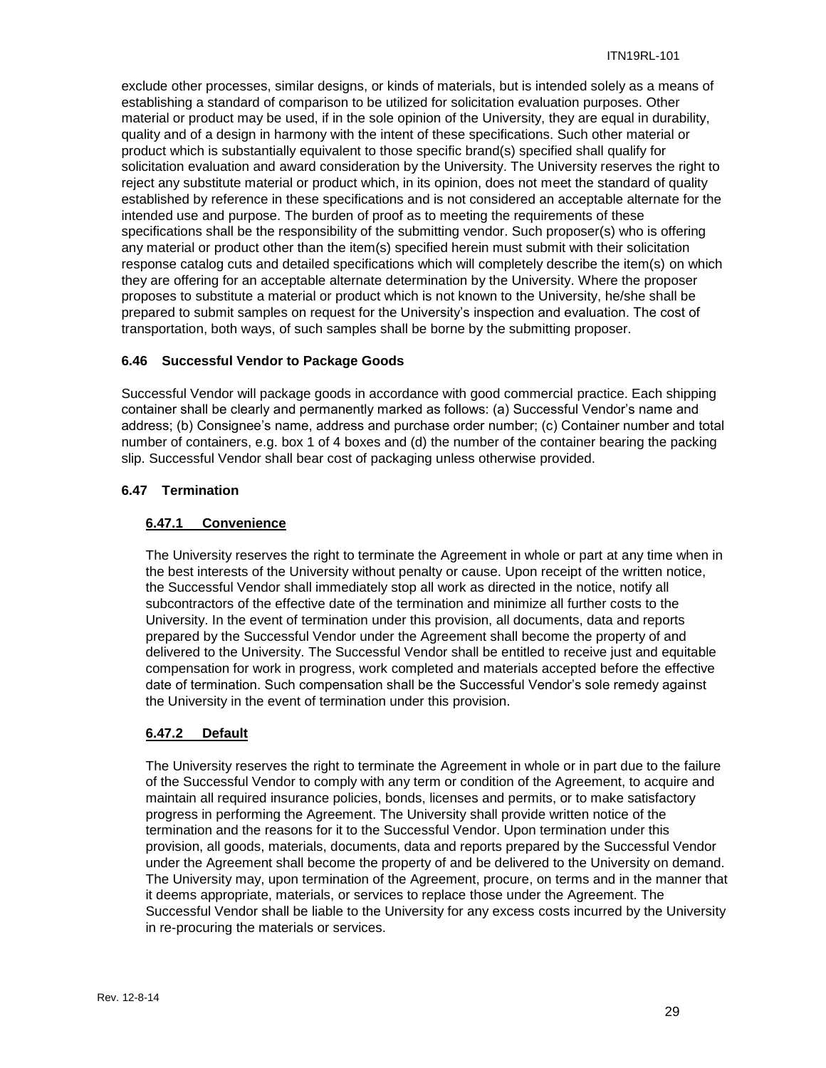exclude other processes, similar designs, or kinds of materials, but is intended solely as a means of establishing a standard of comparison to be utilized for solicitation evaluation purposes. Other material or product may be used, if in the sole opinion of the University, they are equal in durability, quality and of a design in harmony with the intent of these specifications. Such other material or product which is substantially equivalent to those specific brand(s) specified shall qualify for solicitation evaluation and award consideration by the University. The University reserves the right to reject any substitute material or product which, in its opinion, does not meet the standard of quality established by reference in these specifications and is not considered an acceptable alternate for the intended use and purpose. The burden of proof as to meeting the requirements of these specifications shall be the responsibility of the submitting vendor. Such proposer(s) who is offering any material or product other than the item(s) specified herein must submit with their solicitation response catalog cuts and detailed specifications which will completely describe the item(s) on which they are offering for an acceptable alternate determination by the University. Where the proposer proposes to substitute a material or product which is not known to the University, he/she shall be prepared to submit samples on request for the University's inspection and evaluation. The cost of transportation, both ways, of such samples shall be borne by the submitting proposer.

### 6.46 Successful Vendor to Package Goods

Successful Vendor will package goods in accordance with good commercial practice. Each shipping container shall be clearly and permanently marked as follows: (a) Successful Vendor's name and address; (b) Consignee's name, address and purchase order number; (c) Container number and total number of containers, e.g. box 1 of 4 boxes and (d) the number of the container bearing the packing slip. Successful Vendor shall bear cost of packaging unless otherwise provided.

### 6.47 Termination

#### 6.47.1 Convenience

The University reserves the right to terminate the Agreement in whole or part at any time when in the best interests of the University without penalty or cause. Upon receipt of the written notice, the Successful Vendor shall immediately stop all work as directed in the notice, notify all subcontractors of the effective date of the termination and minimize all further costs to the University. In the event of termination under this provision, all documents, data and reports prepared by the Successful Vendor under the Agreement shall become the property of and delivered to the University. The Successful Vendor shall be entitled to receive just and equitable compensation for work in progress, work completed and materials accepted before the effective date of termination. Such compensation shall be the Successful Vendor's sole remedy against the University in the event of termination under this provision.

#### 6.47.2 Default

The University reserves the right to terminate the Agreement in whole or in part due to the failure of the Successful Vendor to comply with any term or condition of the Agreement, to acquire and maintain all required insurance policies, bonds, licenses and permits, or to make satisfactory progress in performing the Agreement. The University shall provide written notice of the termination and the reasons for it to the Successful Vendor. Upon termination under this provision, all goods, materials, documents, data and reports prepared by the Successful Vendor under the Agreement shall become the property of and be delivered to the University on demand. The University may, upon termination of the Agreement, procure, on terms and in the manner that it deems appropriate, materials, or services to replace those under the Agreement. The Successful Vendor shall be liable to the University for any excess costs incurred by the University in re-procuring the materials or services.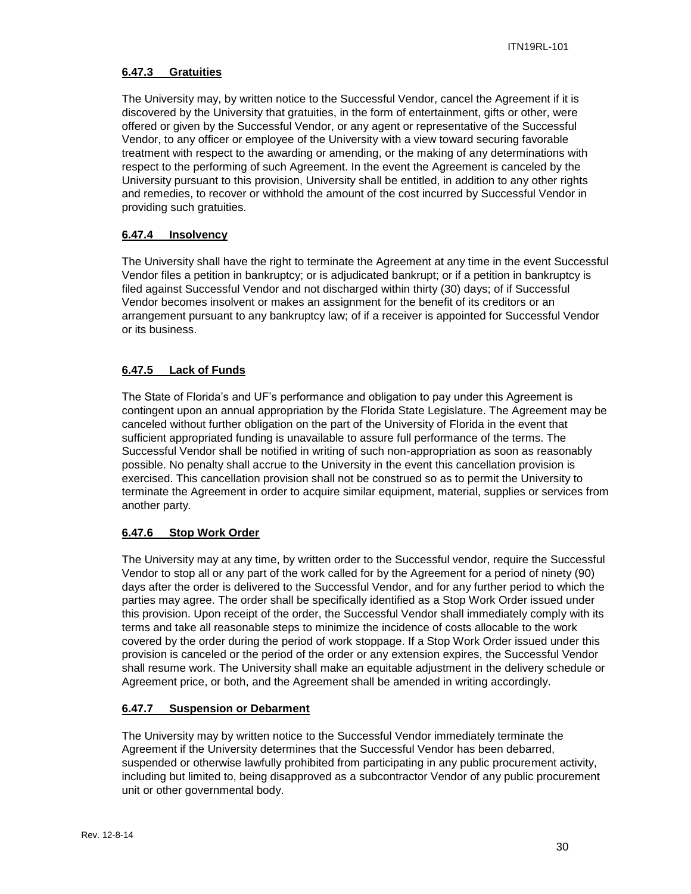#### 6.47.3 Gratuities

The University may, by written notice to the Successful Vendor, cancel the Agreement if it is discovered by the University that gratuities, in the form of entertainment, gifts or other, were offered or given by the Successful Vendor, or any agent or representative of the Successful Vendor, to any officer or employee of the University with a view toward securing favorable treatment with respect to the awarding or amending, or the making of any determinations with respect to the performing of such Agreement. In the event the Agreement is canceled by the University pursuant to this provision, University shall be entitled, in addition to any other rights and remedies, to recover or withhold the amount of the cost incurred by Successful Vendor in providing such gratuities.

#### 6.47.4 Insolvency

The University shall have the right to terminate the Agreement at any time in the event Successful Vendor files a petition in bankruptcy; or is adjudicated bankrupt; or if a petition in bankruptcy is filed against Successful Vendor and not discharged within thirty (30) days; of if Successful Vendor becomes insolvent or makes an assignment for the benefit of its creditors or an arrangement pursuant to any bankruptcy law; of if a receiver is appointed for Successful Vendor or its business.

#### 6.47.5 Lack of Funds

The State of Florida's and UF's performance and obligation to pay under this Agreement is contingent upon an annual appropriation by the Florida State Legislature. The Agreement may be canceled without further obligation on the part of the University of Florida in the event that sufficient appropriated funding is unavailable to assure full performance of the terms. The Successful Vendor shall be notified in writing of such non-appropriation as soon as reasonably possible. No penalty shall accrue to the University in the event this cancellation provision is exercised. This cancellation provision shall not be construed so as to permit the University to terminate the Agreement in order to acquire similar equipment, material, supplies or services from another party.

#### 6.47.6 Stop Work Order

The University may at any time, by written order to the Successful vendor, require the Successful Vendor to stop all or any part of the work called for by the Agreement for a period of ninety (90) days after the order is delivered to the Successful Vendor, and for any further period to which the parties may agree. The order shall be specifically identified as a Stop Work Order issued under this provision. Upon receipt of the order, the Successful Vendor shall immediately comply with its terms and take all reasonable steps to minimize the incidence of costs allocable to the work covered by the order during the period of work stoppage. If a Stop Work Order issued under this provision is canceled or the period of the order or any extension expires, the Successful Vendor shall resume work. The University shall make an equitable adjustment in the delivery schedule or Agreement price, or both, and the Agreement shall be amended in writing accordingly.

#### 6.47.7 Suspension or Debarment

The University may by written notice to the Successful Vendor immediately terminate the Agreement if the University determines that the Successful Vendor has been debarred, suspended or otherwise lawfully prohibited from participating in any public procurement activity, including but limited to, being disapproved as a subcontractor Vendor of any public procurement unit or other governmental body.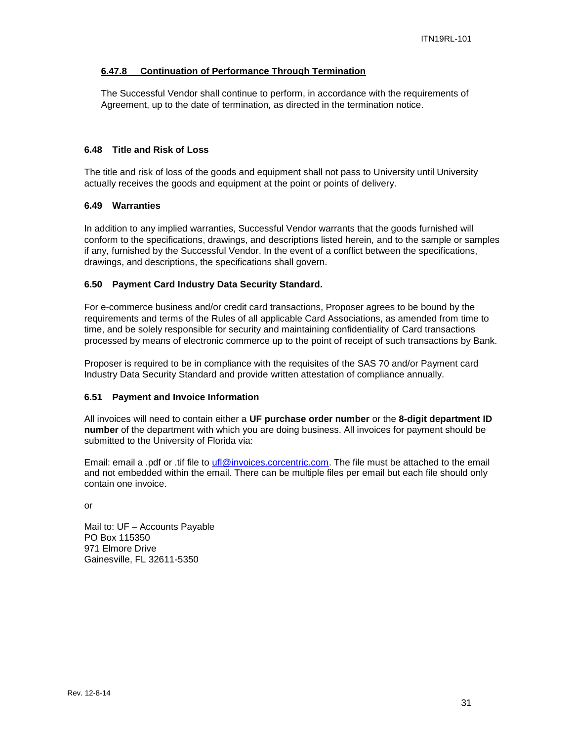#### 6.47.8 Continuation of Performance Through Termination

The Successful Vendor shall continue to perform, in accordance with the requirements of Agreement, up to the date of termination, as directed in the termination notice.

### 6.48 Title and Risk of Loss

The title and risk of loss of the goods and equipment shall not pass to University until University actually receives the goods and equipment at the point or points of delivery.

### 6.49 Warranties

In addition to any implied warranties, Successful Vendor warrants that the goods furnished will conform to the specifications, drawings, and descriptions listed herein, and to the sample or samples if any, furnished by the Successful Vendor. In the event of a conflict between the specifications, drawings, and descriptions, the specifications shall govern.

### 6.50 Payment Card Industry Data Security Standard.

For e-commerce business and/or credit card transactions, Proposer agrees to be bound by the requirements and terms of the Rules of all applicable Card Associations, as amended from time to time, and be solely responsible for security and maintaining confidentiality of Card transactions processed by means of electronic commerce up to the point of receipt of such transactions by Bank.

Proposer is required to be in compliance with the requisites of the SAS 70 and/or Payment card Industry Data Security Standard and provide written attestation of compliance annually.

### 6.51 Payment and Invoice Information

All invoices will need to contain either a **UF purchase order number** or the **8-digit department ID number** of the department with which you are doing business. All invoices for payment should be submitted to the University of Florida via:

Email: email a .pdf or .tif file to ufl@invoices.corcentric.com. The file must be attached to the email and not embedded within the email. There can be multiple files per email but each file should only contain one invoice.

or

Mail to: UF – Accounts Payable
PO Box 115350
971 Elmore Drive
Gainesville, FL 32611-5350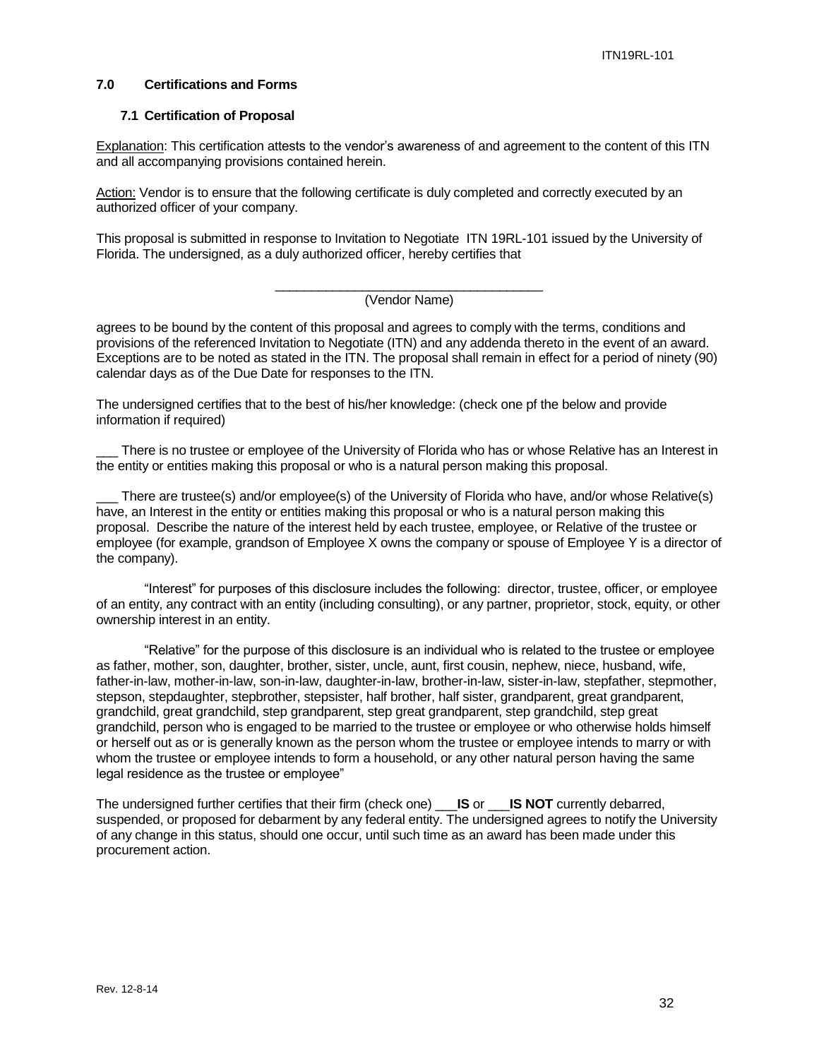## 7.0 Certifications and Forms

### 7.1 Certification of Proposal

Explanation: This certification attests to the vendor's awareness of and agreement to the content of this ITN and all accompanying provisions contained herein.

Action: Vendor is to ensure that the following certificate is duly completed and correctly executed by an authorized officer of your company.

This proposal is submitted in response to Invitation to Negotiate ITN 19RL-101 issued by the University of Florida. The undersigned, as a duly authorized officer, hereby certifies that

______________________________________
(Vendor Name)

agrees to be bound by the content of this proposal and agrees to comply with the terms, conditions and provisions of the referenced Invitation to Negotiate (ITN) and any addenda thereto in the event of an award. Exceptions are to be noted as stated in the ITN. The proposal shall remain in effect for a period of ninety (90) calendar days as of the Due Date for responses to the ITN.

The undersigned certifies that to the best of his/her knowledge: (check one pf the below and provide information if required)

___ There is no trustee or employee of the University of Florida who has or whose Relative has an Interest in the entity or entities making this proposal or who is a natural person making this proposal.

___ There are trustee(s) and/or employee(s) of the University of Florida who have, and/or whose Relative(s) have, an Interest in the entity or entities making this proposal or who is a natural person making this proposal. Describe the nature of the interest held by each trustee, employee, or Relative of the trustee or employee (for example, grandson of Employee X owns the company or spouse of Employee Y is a director of the company).

"Interest" for purposes of this disclosure includes the following: director, trustee, officer, or employee of an entity, any contract with an entity (including consulting), or any partner, proprietor, stock, equity, or other ownership interest in an entity.

"Relative" for the purpose of this disclosure is an individual who is related to the trustee or employee as father, mother, son, daughter, brother, sister, uncle, aunt, first cousin, nephew, niece, husband, wife, father-in-law, mother-in-law, son-in-law, daughter-in-law, brother-in-law, sister-in-law, stepfather, stepmother, stepson, stepdaughter, stepbrother, stepsister, half brother, half sister, grandparent, great grandparent, grandchild, great grandchild, step grandparent, step great grandparent, step grandchild, step great grandchild, person who is engaged to be married to the trustee or employee or who otherwise holds himself or herself out as or is generally known as the person whom the trustee or employee intends to marry or with whom the trustee or employee intends to form a household, or any other natural person having the same legal residence as the trustee or employee"

The undersigned further certifies that their firm (check one) ___**IS** or ___**IS NOT** currently debarred, suspended, or proposed for debarment by any federal entity. The undersigned agrees to notify the University of any change in this status, should one occur, until such time as an award has been made under this procurement action.

Rev. 12-8-14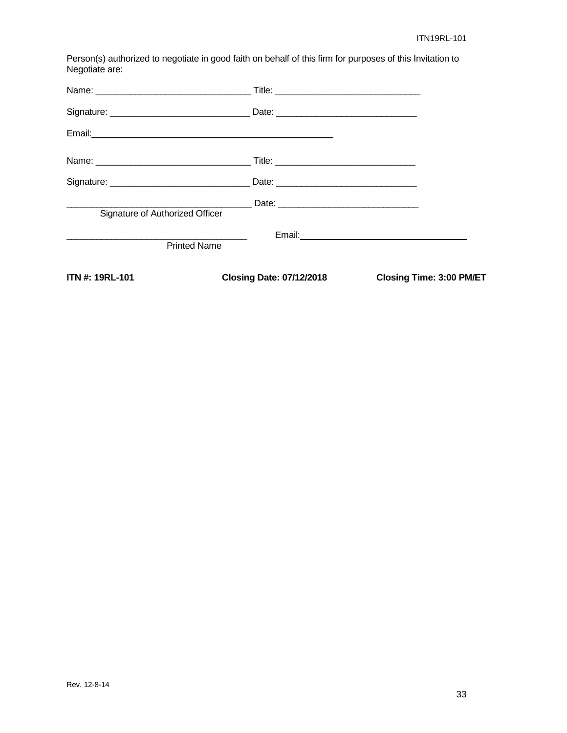Person(s) authorized to negotiate in good faith on behalf of this firm for purposes of this Invitation to Negotiate are:

Name: ______________________________ Title: ____________________________

Signature: ___________________________ Date: ____________________________

Email:______________________________________________

Name: ______________________________ Title: ____________________________

Signature: ___________________________ Date: ____________________________

___________________________________ Date: ____________________________
Signature of Authorized Officer

___________________________________ Email:______________________________
Printed Name

**ITN #: 19RL-101** **Closing Date: 07/12/2018** **Closing Time: 3:00 PM/ET**

Rev. 12-8-14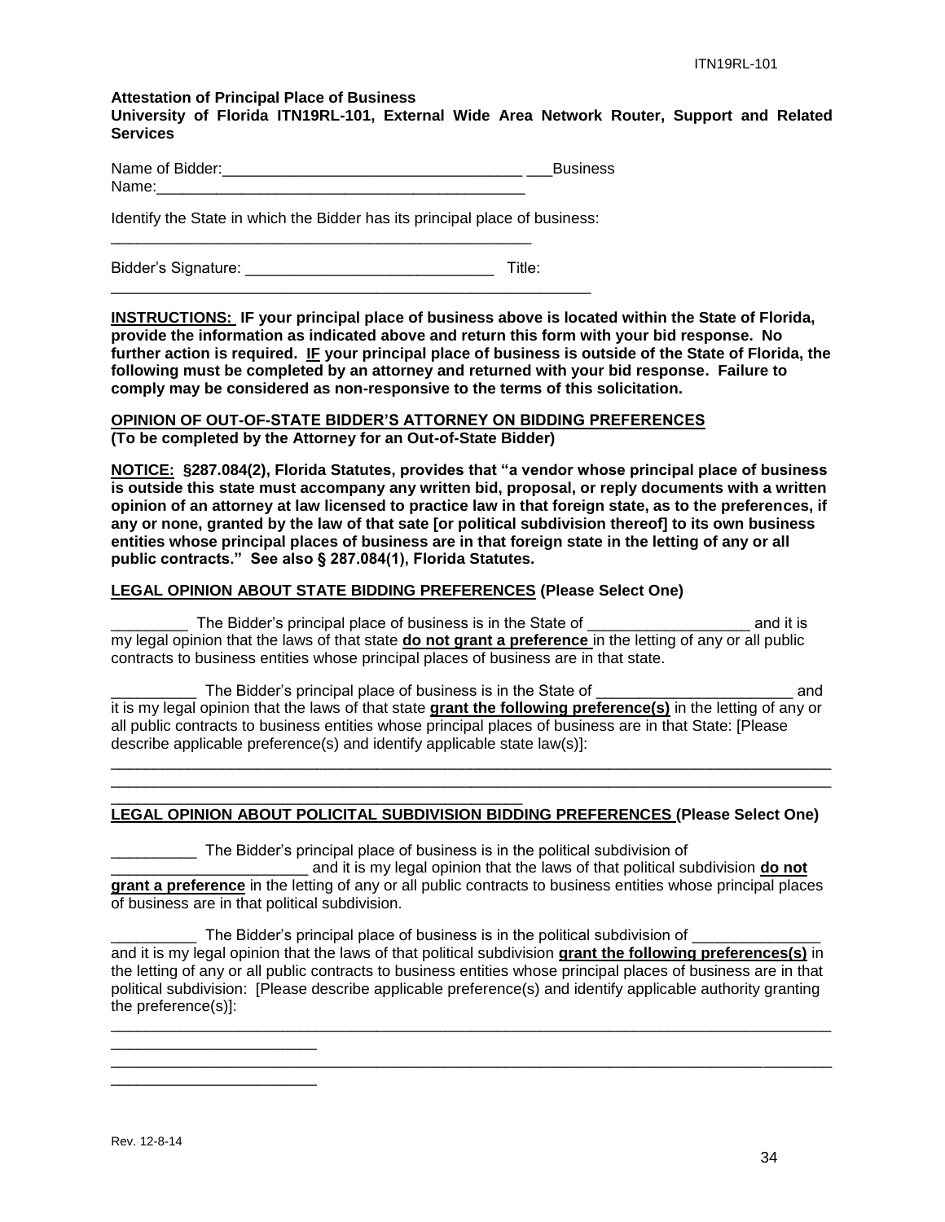**Attestation of Principal Place of Business**
**University of Florida ITN19RL-101, External Wide Area Network Router, Support and Related Services**

Name of Bidder:___________________________________ ___Business Name:____________________________________________

Identify the State in which the Bidder has its principal place of business: ___________________________________________________

Bidder's Signature: _____________________________ Title: ________________________________________________________

**INSTRUCTIONS: IF your principal place of business above is located within the State of Florida, provide the information as indicated above and return this form with your bid response. No further action is required. IF your principal place of business is outside of the State of Florida, the following must be completed by an attorney and returned with your bid response. Failure to comply may be considered as non-responsive to the terms of this solicitation.**

**OPINION OF OUT-OF-STATE BIDDER'S ATTORNEY ON BIDDING PREFERENCES**
**(To be completed by the Attorney for an Out-of-State Bidder)**

**NOTICE: §287.084(2), Florida Statutes, provides that "a vendor whose principal place of business is outside this state must accompany any written bid, proposal, or reply documents with a written opinion of an attorney at law licensed to practice law in that foreign state, as to the preferences, if any or none, granted by the law of that sate [or political subdivision thereof] to its own business entities whose principal places of business are in that foreign state in the letting of any or all public contracts." See also § 287.084(1), Florida Statutes.**

**LEGAL OPINION ABOUT STATE BIDDING PREFERENCES (Please Select One)**

_________ The Bidder's principal place of business is in the State of ___________________ and it is my legal opinion that the laws of that state **do not grant a preference** in the letting of any or all public contracts to business entities whose principal places of business are in that state.

__________ The Bidder's principal place of business is in the State of _______________________ and it is my legal opinion that the laws of that state **grant the following preference(s)** in the letting of any or all public contracts to business entities whose principal places of business are in that State: [Please describe applicable preference(s) and identify applicable state law(s)]:

__________________________________________________________________________________________
__________________________________________________________________________________________
__________________________________________________

**LEGAL OPINION ABOUT POLICITAL SUBDIVISION BIDDING PREFERENCES (Please Select One)**

__________ The Bidder's principal place of business is in the political subdivision of _______________________ and it is my legal opinion that the laws of that political subdivision **do not grant a preference** in the letting of any or all public contracts to business entities whose principal places of business are in that political subdivision.

__________ The Bidder's principal place of business is in the political subdivision of _______________ and it is my legal opinion that the laws of that political subdivision **grant the following preferences(s)** in the letting of any or all public contracts to business entities whose principal places of business are in that political subdivision: [Please describe applicable preference(s) and identify applicable authority granting the preference(s)]:

__________________________________________________________________________________________
________________________
__________________________________________________________________________________________
________________________

Rev. 12-8-14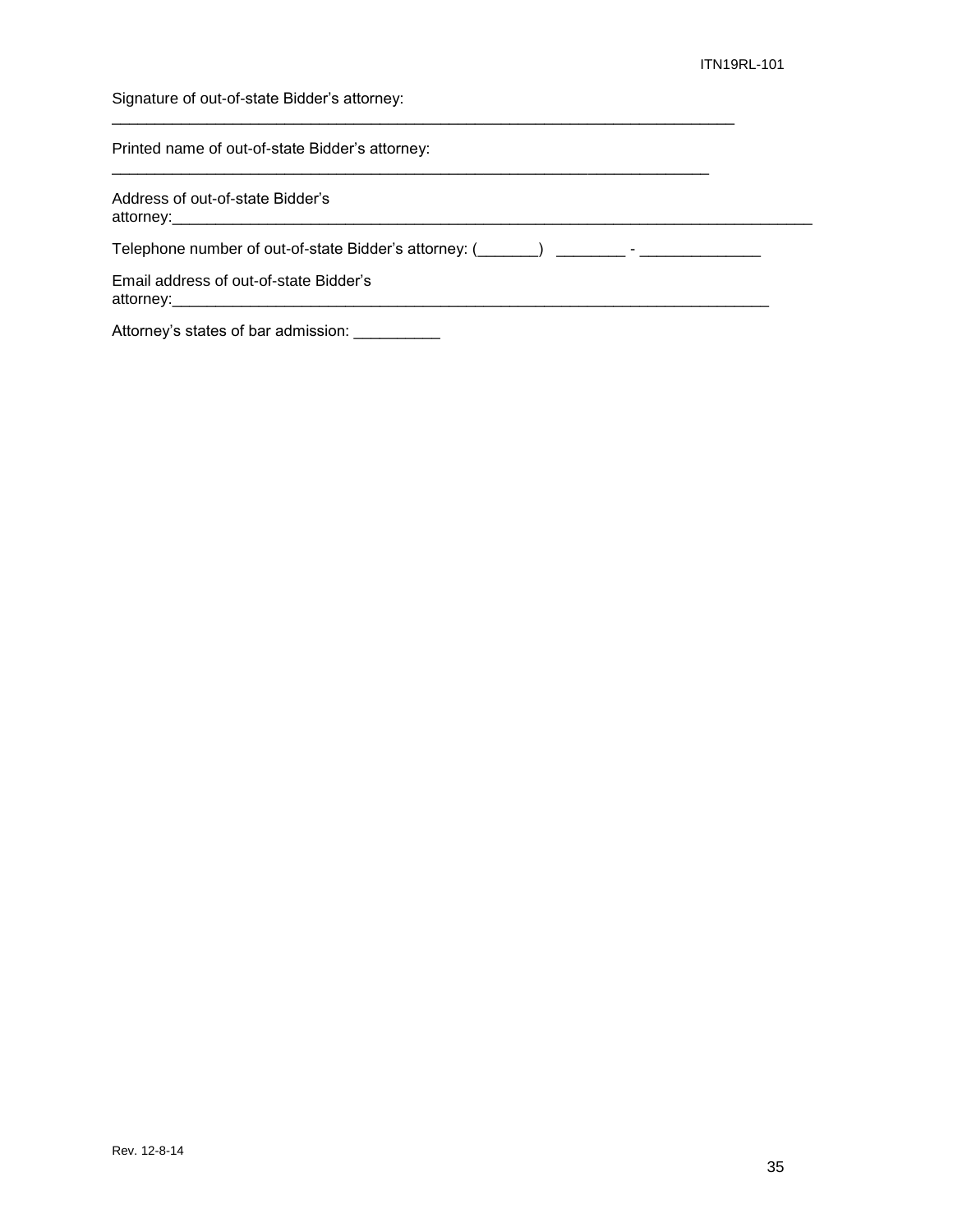Signature of out-of-state Bidder's attorney:

_____________________________________________________________________________

Printed name of out-of-state Bidder's attorney:

__________________________________________________________________________

Address of out-of-state Bidder's attorney:_____________________________________________________________________________

Telephone number of out-of-state Bidder's attorney: (_______) ________ - ______________

Email address of out-of-state Bidder's attorney:_________________________________________________________________________

Attorney's states of bar admission: __________

Rev. 12-8-14